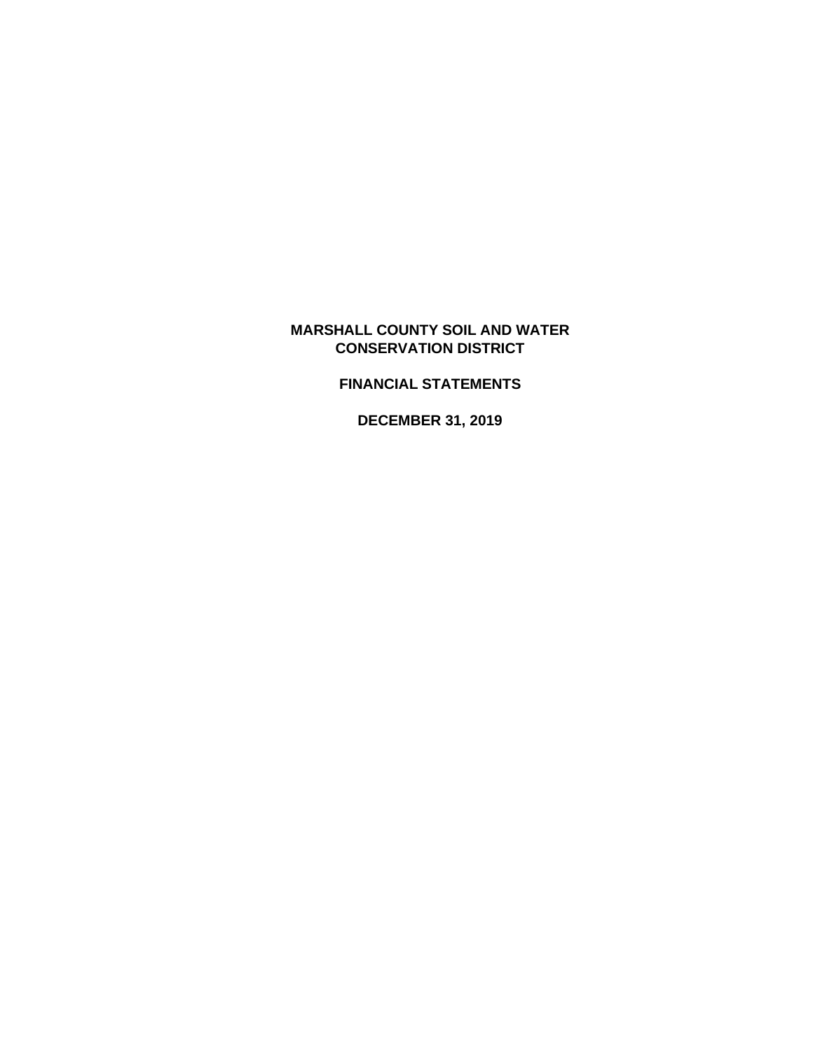# MARSHALL COUNTY SOIL AND WATER CONSERVATION DISTRICT

## FINANCIAL STATEMENTS

## DECEMBER 31, 2019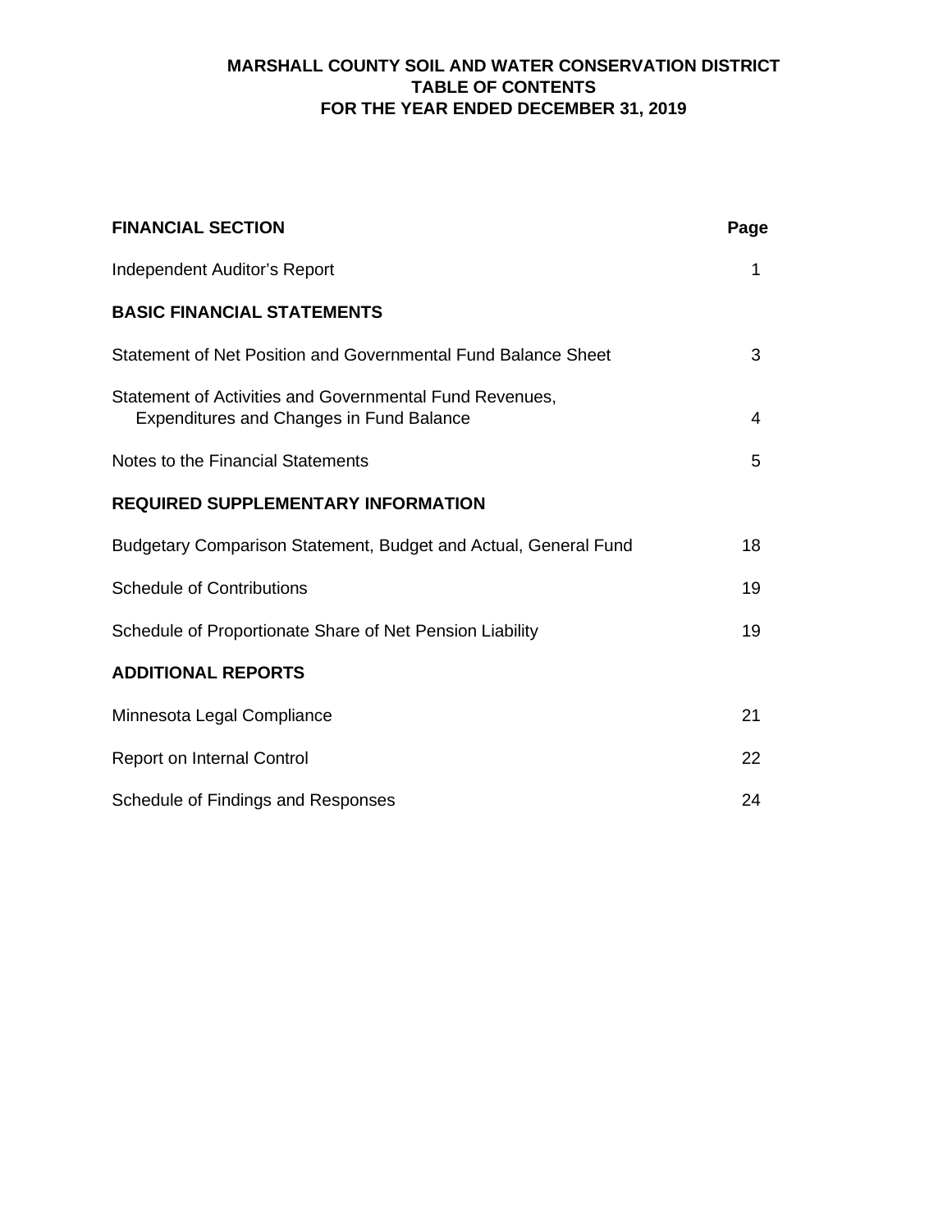# MARSHALL COUNTY SOIL AND WATER CONSERVATION DISTRICT
## TABLE OF CONTENTS
## FOR THE YEAR ENDED DECEMBER 31, 2019

| **FINANCIAL SECTION** | **Page** |
|---|---|
| Independent Auditor's Report | 1 |
| **BASIC FINANCIAL STATEMENTS** | |
| Statement of Net Position and Governmental Fund Balance Sheet | 3 |
| Statement of Activities and Governmental Fund Revenues, Expenditures and Changes in Fund Balance | 4 |
| Notes to the Financial Statements | 5 |
| **REQUIRED SUPPLEMENTARY INFORMATION** | |
| Budgetary Comparison Statement, Budget and Actual, General Fund | 18 |
| Schedule of Contributions | 19 |
| Schedule of Proportionate Share of Net Pension Liability | 19 |
| **ADDITIONAL REPORTS** | |
| Minnesota Legal Compliance | 21 |
| Report on Internal Control | 22 |
| Schedule of Findings and Responses | 24 |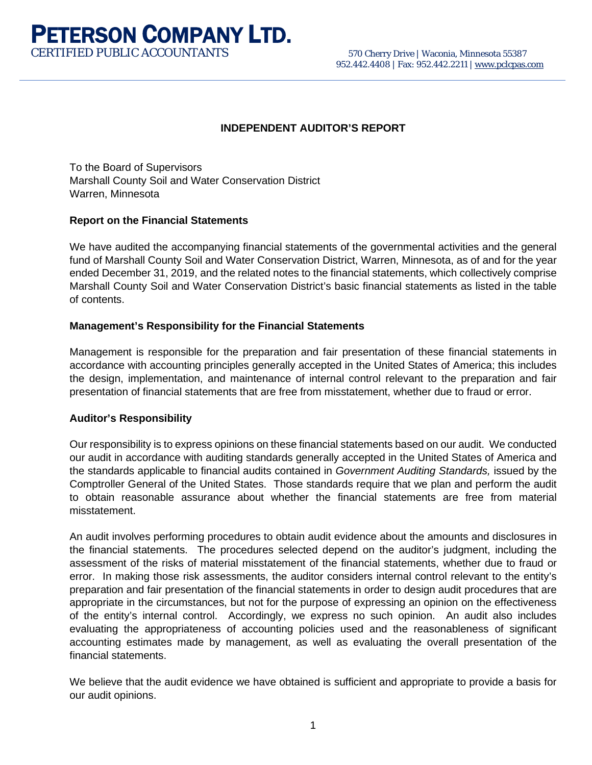**PETERSON COMPANY LTD.**
CERTIFIED PUBLIC ACCOUNTANTS

570 Cherry Drive | Waconia, Minnesota 55387
952.442.4408 | Fax: 952.442.2211 | www.pclcpas.com

## INDEPENDENT AUDITOR'S REPORT

To the Board of Supervisors
Marshall County Soil and Water Conservation District
Warren, Minnesota

### Report on the Financial Statements

We have audited the accompanying financial statements of the governmental activities and the general fund of Marshall County Soil and Water Conservation District, Warren, Minnesota, as of and for the year ended December 31, 2019, and the related notes to the financial statements, which collectively comprise Marshall County Soil and Water Conservation District's basic financial statements as listed in the table of contents.

### Management's Responsibility for the Financial Statements

Management is responsible for the preparation and fair presentation of these financial statements in accordance with accounting principles generally accepted in the United States of America; this includes the design, implementation, and maintenance of internal control relevant to the preparation and fair presentation of financial statements that are free from misstatement, whether due to fraud or error.

### Auditor's Responsibility

Our responsibility is to express opinions on these financial statements based on our audit. We conducted our audit in accordance with auditing standards generally accepted in the United States of America and the standards applicable to financial audits contained in *Government Auditing Standards,* issued by the Comptroller General of the United States. Those standards require that we plan and perform the audit to obtain reasonable assurance about whether the financial statements are free from material misstatement.

An audit involves performing procedures to obtain audit evidence about the amounts and disclosures in the financial statements. The procedures selected depend on the auditor's judgment, including the assessment of the risks of material misstatement of the financial statements, whether due to fraud or error. In making those risk assessments, the auditor considers internal control relevant to the entity's preparation and fair presentation of the financial statements in order to design audit procedures that are appropriate in the circumstances, but not for the purpose of expressing an opinion on the effectiveness of the entity's internal control. Accordingly, we express no such opinion. An audit also includes evaluating the appropriateness of accounting policies used and the reasonableness of significant accounting estimates made by management, as well as evaluating the overall presentation of the financial statements.

We believe that the audit evidence we have obtained is sufficient and appropriate to provide a basis for our audit opinions.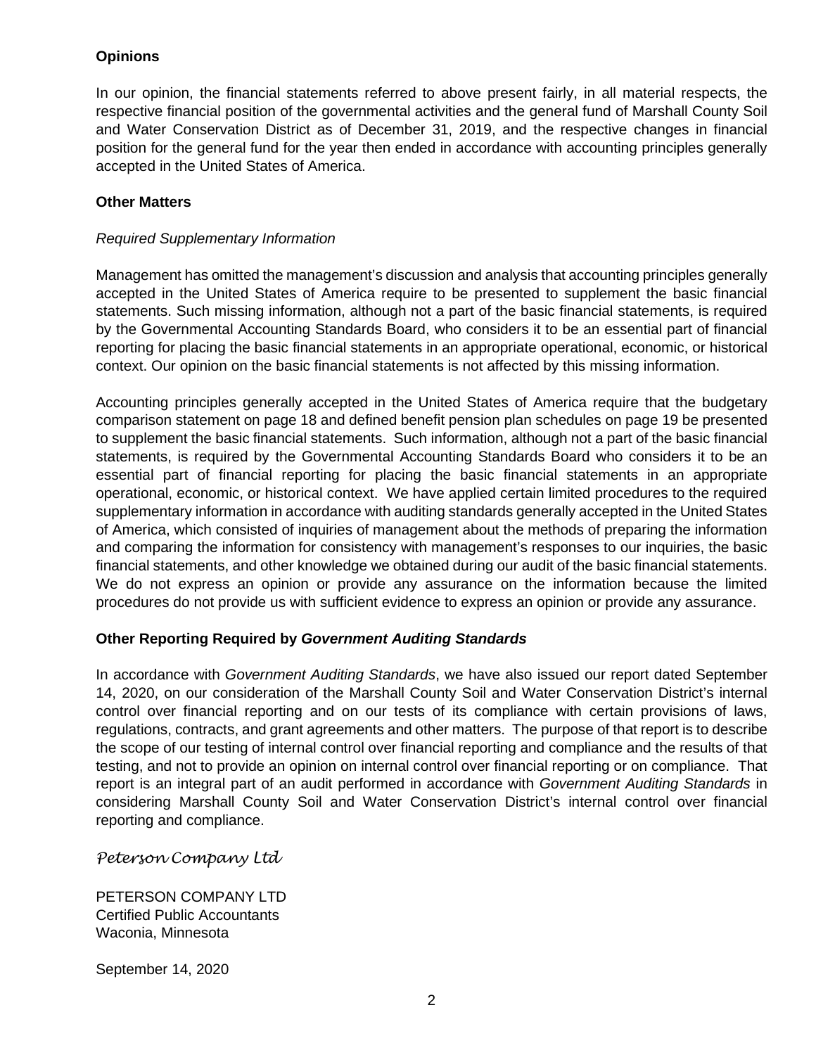**Opinions**

In our opinion, the financial statements referred to above present fairly, in all material respects, the respective financial position of the governmental activities and the general fund of Marshall County Soil and Water Conservation District as of December 31, 2019, and the respective changes in financial position for the general fund for the year then ended in accordance with accounting principles generally accepted in the United States of America.

**Other Matters**

*Required Supplementary Information*

Management has omitted the management's discussion and analysis that accounting principles generally accepted in the United States of America require to be presented to supplement the basic financial statements. Such missing information, although not a part of the basic financial statements, is required by the Governmental Accounting Standards Board, who considers it to be an essential part of financial reporting for placing the basic financial statements in an appropriate operational, economic, or historical context. Our opinion on the basic financial statements is not affected by this missing information.

Accounting principles generally accepted in the United States of America require that the budgetary comparison statement on page 18 and defined benefit pension plan schedules on page 19 be presented to supplement the basic financial statements. Such information, although not a part of the basic financial statements, is required by the Governmental Accounting Standards Board who considers it to be an essential part of financial reporting for placing the basic financial statements in an appropriate operational, economic, or historical context. We have applied certain limited procedures to the required supplementary information in accordance with auditing standards generally accepted in the United States of America, which consisted of inquiries of management about the methods of preparing the information and comparing the information for consistency with management's responses to our inquiries, the basic financial statements, and other knowledge we obtained during our audit of the basic financial statements. We do not express an opinion or provide any assurance on the information because the limited procedures do not provide us with sufficient evidence to express an opinion or provide any assurance.

**Other Reporting Required by *Government Auditing Standards***

In accordance with *Government Auditing Standards*, we have also issued our report dated September 14, 2020, on our consideration of the Marshall County Soil and Water Conservation District's internal control over financial reporting and on our tests of its compliance with certain provisions of laws, regulations, contracts, and grant agreements and other matters. The purpose of that report is to describe the scope of our testing of internal control over financial reporting and compliance and the results of that testing, and not to provide an opinion on internal control over financial reporting or on compliance. That report is an integral part of an audit performed in accordance with *Government Auditing Standards* in considering Marshall County Soil and Water Conservation District's internal control over financial reporting and compliance.

*Peterson Company Ltd*

PETERSON COMPANY LTD
Certified Public Accountants
Waconia, Minnesota

September 14, 2020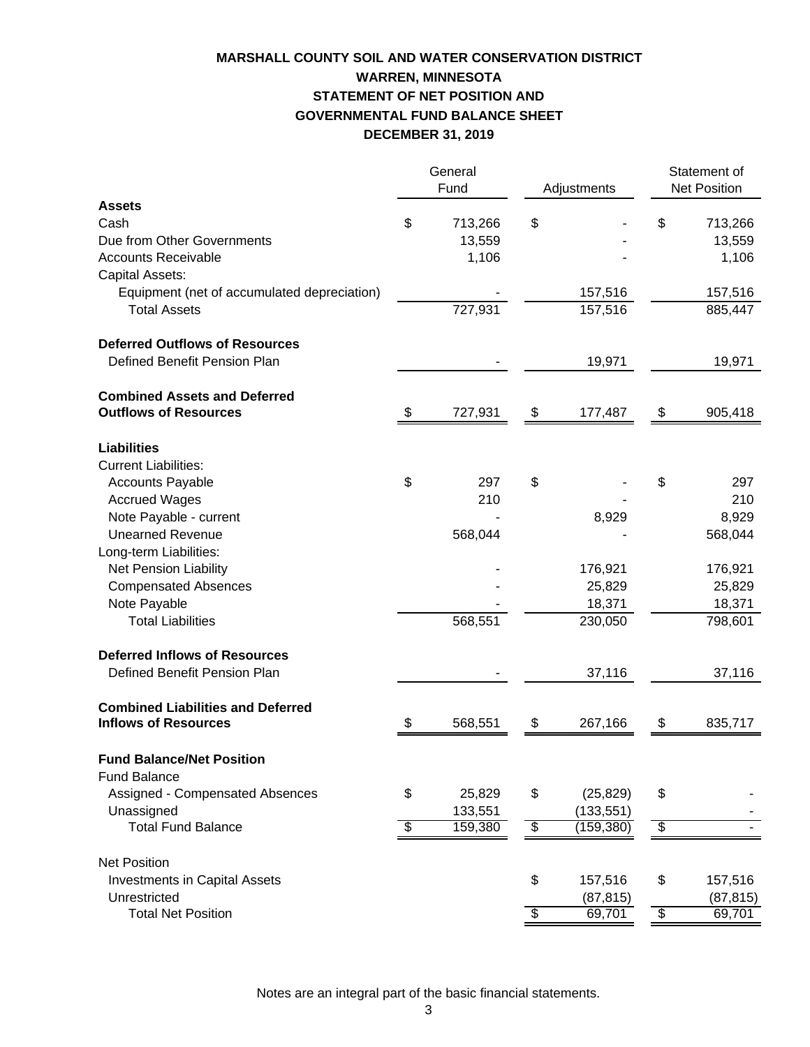# MARSHALL COUNTY SOIL AND WATER CONSERVATION DISTRICT
## WARREN, MINNESOTA
## STATEMENT OF NET POSITION AND
## GOVERNMENTAL FUND BALANCE SHEET
## DECEMBER 31, 2019

| | General Fund | Adjustments | Statement of Net Position |
|---|---|---|---|
| **Assets** | | | |
| Cash | $ 713,266 | $ - | $ 713,266 |
| Due from Other Governments | 13,559 | - | 13,559 |
| Accounts Receivable | 1,106 | - | 1,106 |
| Capital Assets: | | | |
| Equipment (net of accumulated depreciation) | - | 157,516 | 157,516 |
| Total Assets | 727,931 | 157,516 | 885,447 |
| **Deferred Outflows of Resources** | | | |
| Defined Benefit Pension Plan | - | 19,971 | 19,971 |
| **Combined Assets and Deferred Outflows of Resources** | $ 727,931 | $ 177,487 | $ 905,418 |
| **Liabilities** | | | |
| Current Liabilities: | | | |
| Accounts Payable | $ 297 | $ - | $ 297 |
| Accrued Wages | 210 | - | 210 |
| Note Payable - current | - | 8,929 | 8,929 |
| Unearned Revenue | 568,044 | - | 568,044 |
| Long-term Liabilities: | | | |
| Net Pension Liability | - | 176,921 | 176,921 |
| Compensated Absences | - | 25,829 | 25,829 |
| Note Payable | - | 18,371 | 18,371 |
| Total Liabilities | 568,551 | 230,050 | 798,601 |
| **Deferred Inflows of Resources** | | | |
| Defined Benefit Pension Plan | - | 37,116 | 37,116 |
| **Combined Liabilities and Deferred Inflows of Resources** | $ 568,551 | $ 267,166 | $ 835,717 |
| **Fund Balance/Net Position** | | | |
| Fund Balance | | | |
| Assigned - Compensated Absences | $ 25,829 | $ (25,829) | $ - |
| Unassigned | 133,551 | (133,551) | - |
| Total Fund Balance | $ 159,380 | $ (159,380) | $ - |
| Net Position | | | |
| Investments in Capital Assets | | $ 157,516 | $ 157,516 |
| Unrestricted | | (87,815) | (87,815) |
| Total Net Position | | $ 69,701 | $ 69,701 |

Notes are an integral part of the basic financial statements.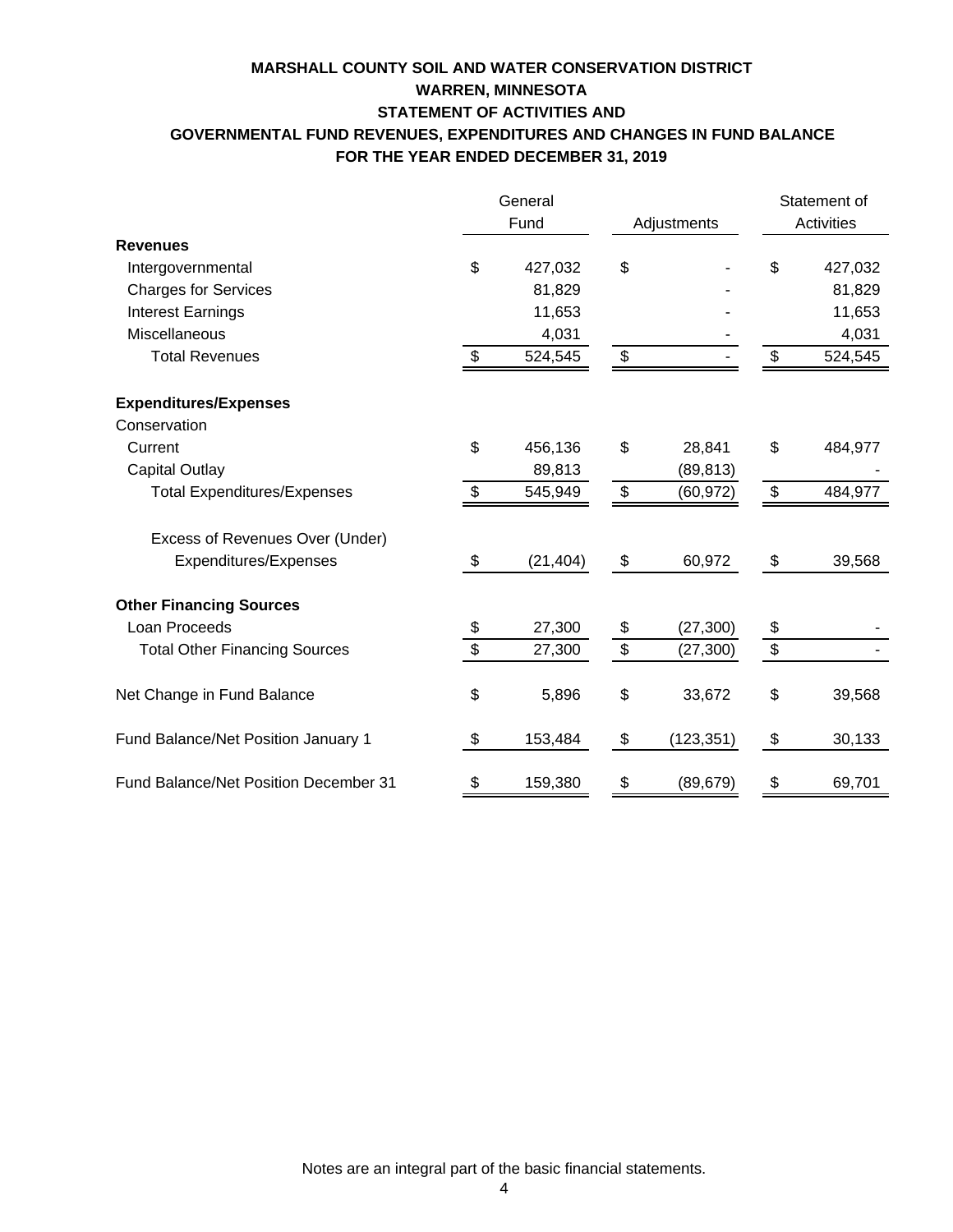# MARSHALL COUNTY SOIL AND WATER CONSERVATION DISTRICT
## WARREN, MINNESOTA
## STATEMENT OF ACTIVITIES AND
## GOVERNMENTAL FUND REVENUES, EXPENDITURES AND CHANGES IN FUND BALANCE
## FOR THE YEAR ENDED DECEMBER 31, 2019

| | General Fund | Adjustments | Statement of Activities |
|---|---|---|---|
| **Revenues** | | | |
| Intergovernmental | $ 427,032 | $ - | $ 427,032 |
| Charges for Services | 81,829 | - | 81,829 |
| Interest Earnings | 11,653 | - | 11,653 |
| Miscellaneous | 4,031 | - | 4,031 |
| Total Revenues | $ 524,545 | $ - | $ 524,545 |
| **Expenditures/Expenses** | | | |
| Conservation | | | |
| Current | $ 456,136 | $ 28,841 | $ 484,977 |
| Capital Outlay | 89,813 | (89,813) | - |
| Total Expenditures/Expenses | $ 545,949 | $ (60,972) | $ 484,977 |
| Excess of Revenues Over (Under) Expenditures/Expenses | $ (21,404) | $ 60,972 | $ 39,568 |
| **Other Financing Sources** | | | |
| Loan Proceeds | $ 27,300 | $ (27,300) | $ - |
| Total Other Financing Sources | $ 27,300 | $ (27,300) | $ - |
| Net Change in Fund Balance | $ 5,896 | $ 33,672 | $ 39,568 |
| Fund Balance/Net Position January 1 | $ 153,484 | $ (123,351) | $ 30,133 |
| Fund Balance/Net Position December 31 | $ 159,380 | $ (89,679) | $ 69,701 |

Notes are an integral part of the basic financial statements.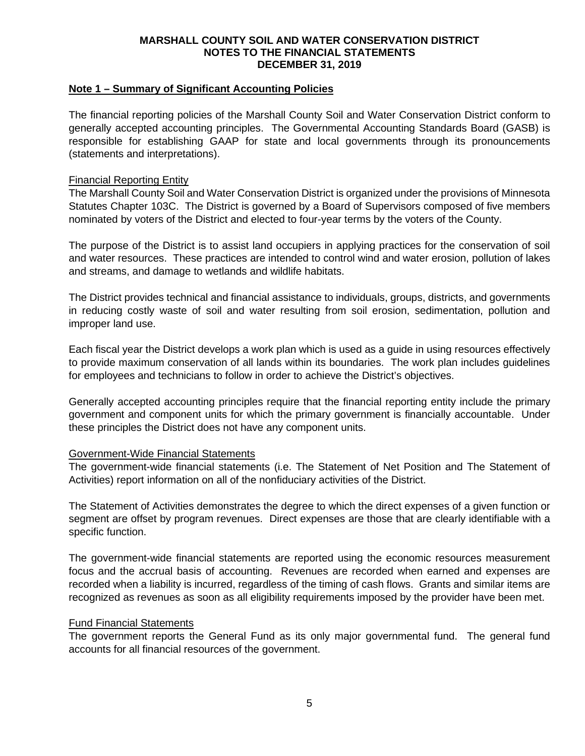**MARSHALL COUNTY SOIL AND WATER CONSERVATION DISTRICT**
**NOTES TO THE FINANCIAL STATEMENTS**
**DECEMBER 31, 2019**

## Note 1 – Summary of Significant Accounting Policies

The financial reporting policies of the Marshall County Soil and Water Conservation District conform to generally accepted accounting principles. The Governmental Accounting Standards Board (GASB) is responsible for establishing GAAP for state and local governments through its pronouncements (statements and interpretations).

### Financial Reporting Entity

The Marshall County Soil and Water Conservation District is organized under the provisions of Minnesota Statutes Chapter 103C. The District is governed by a Board of Supervisors composed of five members nominated by voters of the District and elected to four-year terms by the voters of the County.

The purpose of the District is to assist land occupiers in applying practices for the conservation of soil and water resources. These practices are intended to control wind and water erosion, pollution of lakes and streams, and damage to wetlands and wildlife habitats.

The District provides technical and financial assistance to individuals, groups, districts, and governments in reducing costly waste of soil and water resulting from soil erosion, sedimentation, pollution and improper land use.

Each fiscal year the District develops a work plan which is used as a guide in using resources effectively to provide maximum conservation of all lands within its boundaries. The work plan includes guidelines for employees and technicians to follow in order to achieve the District's objectives.

Generally accepted accounting principles require that the financial reporting entity include the primary government and component units for which the primary government is financially accountable. Under these principles the District does not have any component units.

### Government-Wide Financial Statements

The government-wide financial statements (i.e. The Statement of Net Position and The Statement of Activities) report information on all of the nonfiduciary activities of the District.

The Statement of Activities demonstrates the degree to which the direct expenses of a given function or segment are offset by program revenues. Direct expenses are those that are clearly identifiable with a specific function.

The government-wide financial statements are reported using the economic resources measurement focus and the accrual basis of accounting. Revenues are recorded when earned and expenses are recorded when a liability is incurred, regardless of the timing of cash flows. Grants and similar items are recognized as revenues as soon as all eligibility requirements imposed by the provider have been met.

### Fund Financial Statements

The government reports the General Fund as its only major governmental fund. The general fund accounts for all financial resources of the government.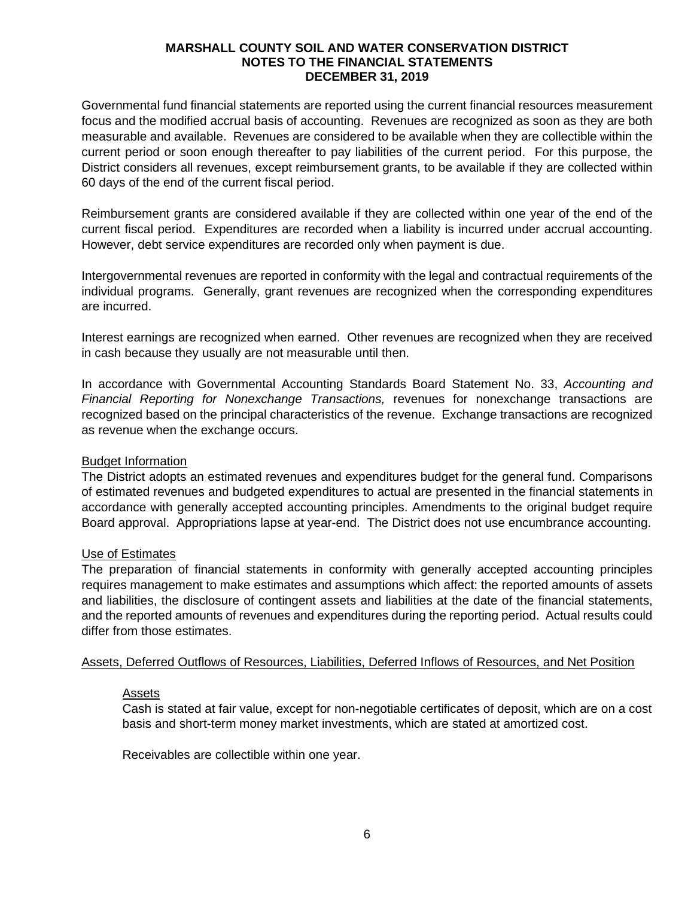Governmental fund financial statements are reported using the current financial resources measurement focus and the modified accrual basis of accounting. Revenues are recognized as soon as they are both measurable and available. Revenues are considered to be available when they are collectible within the current period or soon enough thereafter to pay liabilities of the current period. For this purpose, the District considers all revenues, except reimbursement grants, to be available if they are collected within 60 days of the end of the current fiscal period.

Reimbursement grants are considered available if they are collected within one year of the end of the current fiscal period. Expenditures are recorded when a liability is incurred under accrual accounting. However, debt service expenditures are recorded only when payment is due.

Intergovernmental revenues are reported in conformity with the legal and contractual requirements of the individual programs. Generally, grant revenues are recognized when the corresponding expenditures are incurred.

Interest earnings are recognized when earned. Other revenues are recognized when they are received in cash because they usually are not measurable until then.

In accordance with Governmental Accounting Standards Board Statement No. 33, *Accounting and Financial Reporting for Nonexchange Transactions,* revenues for nonexchange transactions are recognized based on the principal characteristics of the revenue. Exchange transactions are recognized as revenue when the exchange occurs.

#### Budget Information

The District adopts an estimated revenues and expenditures budget for the general fund. Comparisons of estimated revenues and budgeted expenditures to actual are presented in the financial statements in accordance with generally accepted accounting principles. Amendments to the original budget require Board approval. Appropriations lapse at year-end. The District does not use encumbrance accounting.

#### Use of Estimates

The preparation of financial statements in conformity with generally accepted accounting principles requires management to make estimates and assumptions which affect: the reported amounts of assets and liabilities, the disclosure of contingent assets and liabilities at the date of the financial statements, and the reported amounts of revenues and expenditures during the reporting period. Actual results could differ from those estimates.

#### Assets, Deferred Outflows of Resources, Liabilities, Deferred Inflows of Resources, and Net Position

##### Assets

Cash is stated at fair value, except for non-negotiable certificates of deposit, which are on a cost basis and short-term money market investments, which are stated at amortized cost.

Receivables are collectible within one year.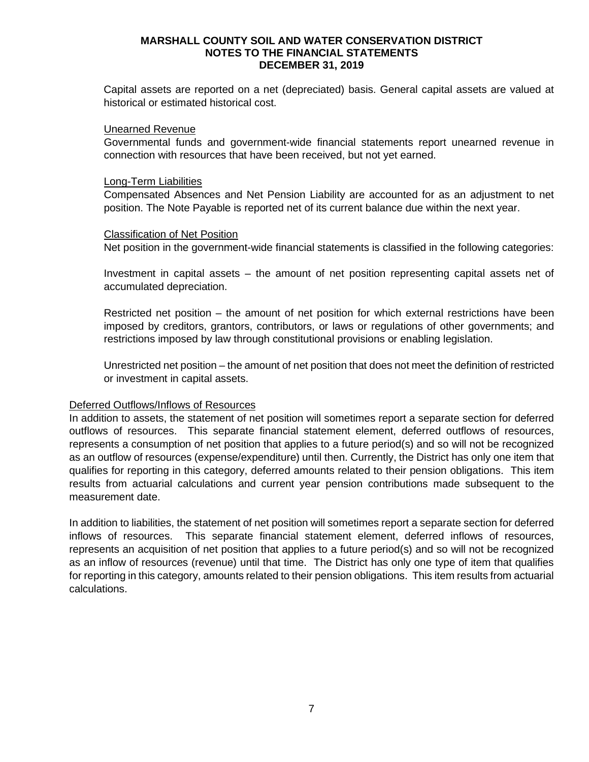Capital assets are reported on a net (depreciated) basis. General capital assets are valued at historical or estimated historical cost.

Unearned Revenue

Governmental funds and government-wide financial statements report unearned revenue in connection with resources that have been received, but not yet earned.

Long-Term Liabilities

Compensated Absences and Net Pension Liability are accounted for as an adjustment to net position. The Note Payable is reported net of its current balance due within the next year.

Classification of Net Position

Net position in the government-wide financial statements is classified in the following categories:

Investment in capital assets – the amount of net position representing capital assets net of accumulated depreciation.

Restricted net position – the amount of net position for which external restrictions have been imposed by creditors, grantors, contributors, or laws or regulations of other governments; and restrictions imposed by law through constitutional provisions or enabling legislation.

Unrestricted net position – the amount of net position that does not meet the definition of restricted or investment in capital assets.

Deferred Outflows/Inflows of Resources

In addition to assets, the statement of net position will sometimes report a separate section for deferred outflows of resources. This separate financial statement element, deferred outflows of resources, represents a consumption of net position that applies to a future period(s) and so will not be recognized as an outflow of resources (expense/expenditure) until then. Currently, the District has only one item that qualifies for reporting in this category, deferred amounts related to their pension obligations. This item results from actuarial calculations and current year pension contributions made subsequent to the measurement date.

In addition to liabilities, the statement of net position will sometimes report a separate section for deferred inflows of resources. This separate financial statement element, deferred inflows of resources, represents an acquisition of net position that applies to a future period(s) and so will not be recognized as an inflow of resources (revenue) until that time. The District has only one type of item that qualifies for reporting in this category, amounts related to their pension obligations. This item results from actuarial calculations.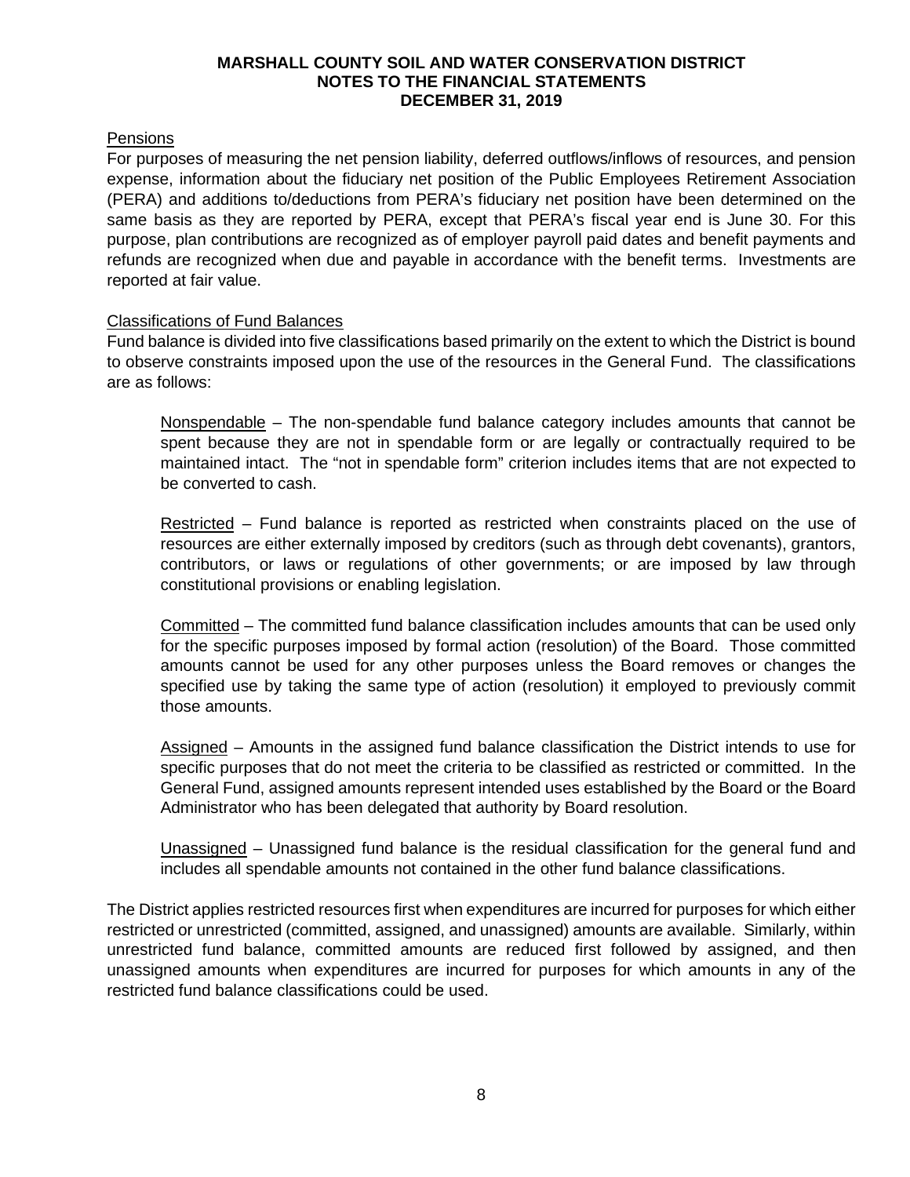#### Pensions

For purposes of measuring the net pension liability, deferred outflows/inflows of resources, and pension expense, information about the fiduciary net position of the Public Employees Retirement Association (PERA) and additions to/deductions from PERA's fiduciary net position have been determined on the same basis as they are reported by PERA, except that PERA's fiscal year end is June 30. For this purpose, plan contributions are recognized as of employer payroll paid dates and benefit payments and refunds are recognized when due and payable in accordance with the benefit terms. Investments are reported at fair value.

#### Classifications of Fund Balances

Fund balance is divided into five classifications based primarily on the extent to which the District is bound to observe constraints imposed upon the use of the resources in the General Fund. The classifications are as follows:

> Nonspendable – The non-spendable fund balance category includes amounts that cannot be spent because they are not in spendable form or are legally or contractually required to be maintained intact. The "not in spendable form" criterion includes items that are not expected to be converted to cash.
>
> Restricted – Fund balance is reported as restricted when constraints placed on the use of resources are either externally imposed by creditors (such as through debt covenants), grantors, contributors, or laws or regulations of other governments; or are imposed by law through constitutional provisions or enabling legislation.
>
> Committed – The committed fund balance classification includes amounts that can be used only for the specific purposes imposed by formal action (resolution) of the Board. Those committed amounts cannot be used for any other purposes unless the Board removes or changes the specified use by taking the same type of action (resolution) it employed to previously commit those amounts.
>
> Assigned – Amounts in the assigned fund balance classification the District intends to use for specific purposes that do not meet the criteria to be classified as restricted or committed. In the General Fund, assigned amounts represent intended uses established by the Board or the Board Administrator who has been delegated that authority by Board resolution.
>
> Unassigned – Unassigned fund balance is the residual classification for the general fund and includes all spendable amounts not contained in the other fund balance classifications.

The District applies restricted resources first when expenditures are incurred for purposes for which either restricted or unrestricted (committed, assigned, and unassigned) amounts are available. Similarly, within unrestricted fund balance, committed amounts are reduced first followed by assigned, and then unassigned amounts when expenditures are incurred for purposes for which amounts in any of the restricted fund balance classifications could be used.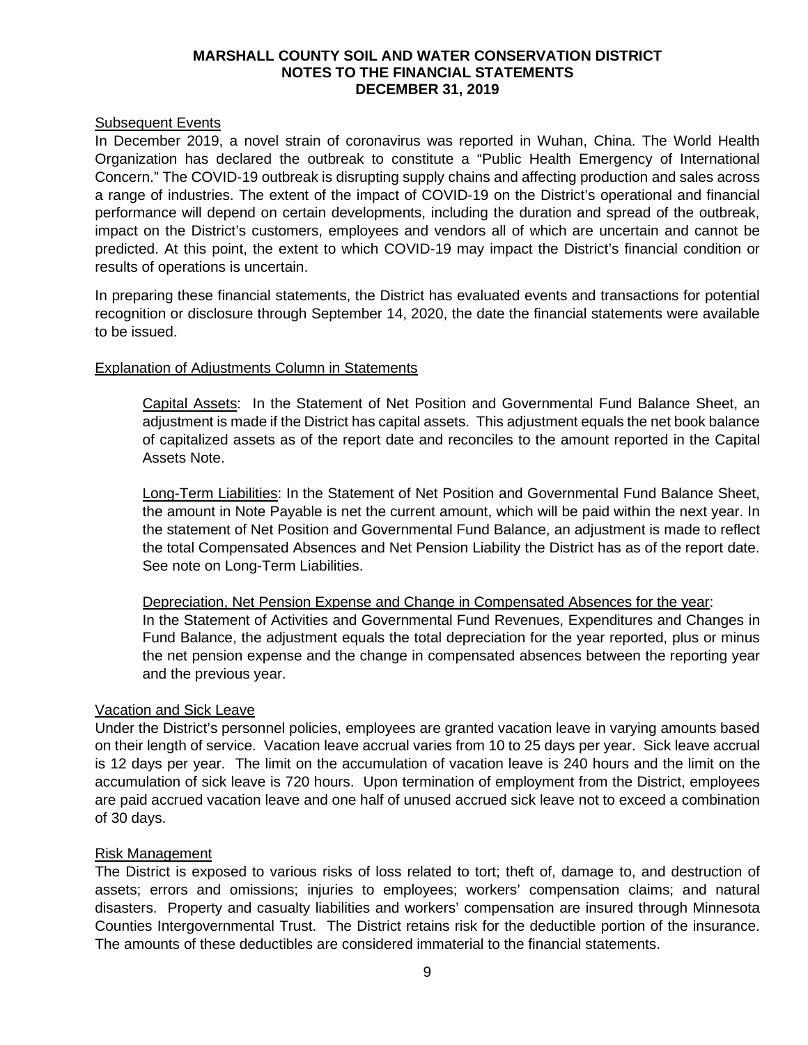**MARSHALL COUNTY SOIL AND WATER CONSERVATION DISTRICT**
**NOTES TO THE FINANCIAL STATEMENTS**
**DECEMBER 31, 2019**

Subsequent Events

In December 2019, a novel strain of coronavirus was reported in Wuhan, China. The World Health Organization has declared the outbreak to constitute a "Public Health Emergency of International Concern." The COVID-19 outbreak is disrupting supply chains and affecting production and sales across a range of industries. The extent of the impact of COVID-19 on the District's operational and financial performance will depend on certain developments, including the duration and spread of the outbreak, impact on the District's customers, employees and vendors all of which are uncertain and cannot be predicted. At this point, the extent to which COVID-19 may impact the District's financial condition or results of operations is uncertain.

In preparing these financial statements, the District has evaluated events and transactions for potential recognition or disclosure through September 14, 2020, the date the financial statements were available to be issued.

Explanation of Adjustments Column in Statements

Capital Assets: In the Statement of Net Position and Governmental Fund Balance Sheet, an adjustment is made if the District has capital assets. This adjustment equals the net book balance of capitalized assets as of the report date and reconciles to the amount reported in the Capital Assets Note.

Long-Term Liabilities: In the Statement of Net Position and Governmental Fund Balance Sheet, the amount in Note Payable is net the current amount, which will be paid within the next year. In the statement of Net Position and Governmental Fund Balance, an adjustment is made to reflect the total Compensated Absences and Net Pension Liability the District has as of the report date. See note on Long-Term Liabilities.

Depreciation, Net Pension Expense and Change in Compensated Absences for the year:
In the Statement of Activities and Governmental Fund Revenues, Expenditures and Changes in Fund Balance, the adjustment equals the total depreciation for the year reported, plus or minus the net pension expense and the change in compensated absences between the reporting year and the previous year.

Vacation and Sick Leave

Under the District's personnel policies, employees are granted vacation leave in varying amounts based on their length of service. Vacation leave accrual varies from 10 to 25 days per year. Sick leave accrual is 12 days per year. The limit on the accumulation of vacation leave is 240 hours and the limit on the accumulation of sick leave is 720 hours. Upon termination of employment from the District, employees are paid accrued vacation leave and one half of unused accrued sick leave not to exceed a combination of 30 days.

Risk Management

The District is exposed to various risks of loss related to tort; theft of, damage to, and destruction of assets; errors and omissions; injuries to employees; workers' compensation claims; and natural disasters. Property and casualty liabilities and workers' compensation are insured through Minnesota Counties Intergovernmental Trust. The District retains risk for the deductible portion of the insurance. The amounts of these deductibles are considered immaterial to the financial statements.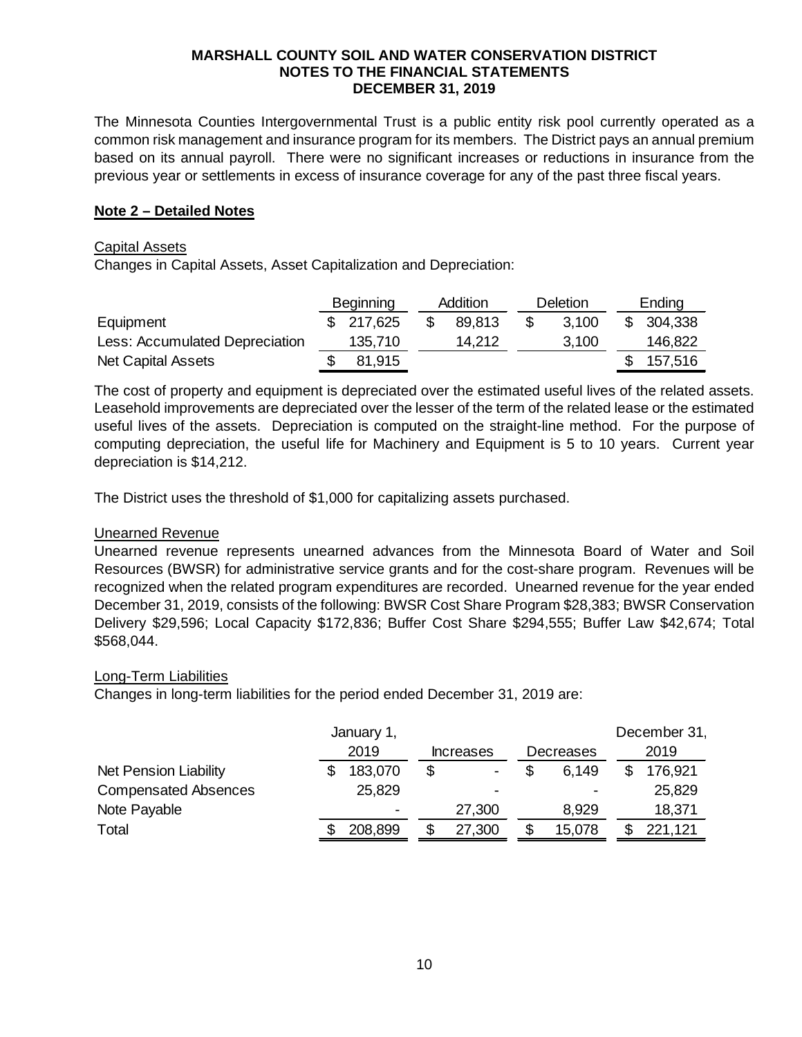The Minnesota Counties Intergovernmental Trust is a public entity risk pool currently operated as a common risk management and insurance program for its members. The District pays an annual premium based on its annual payroll. There were no significant increases or reductions in insurance from the previous year or settlements in excess of insurance coverage for any of the past three fiscal years.

## Note 2 – Detailed Notes

### Capital Assets

Changes in Capital Assets, Asset Capitalization and Depreciation:

| | Beginning | Addition | Deletion | Ending |
|---|---|---|---|---|
| Equipment | $ 217,625 | $ 89,813 | $ 3,100 | $ 304,338 |
| Less: Accumulated Depreciation | 135,710 | 14,212 | 3,100 | 146,822 |
| Net Capital Assets | $ 81,915 | | | $ 157,516 |

The cost of property and equipment is depreciated over the estimated useful lives of the related assets. Leasehold improvements are depreciated over the lesser of the term of the related lease or the estimated useful lives of the assets. Depreciation is computed on the straight-line method. For the purpose of computing depreciation, the useful life for Machinery and Equipment is 5 to 10 years. Current year depreciation is $14,212.

The District uses the threshold of $1,000 for capitalizing assets purchased.

### Unearned Revenue

Unearned revenue represents unearned advances from the Minnesota Board of Water and Soil Resources (BWSR) for administrative service grants and for the cost-share program. Revenues will be recognized when the related program expenditures are recorded. Unearned revenue for the year ended December 31, 2019, consists of the following: BWSR Cost Share Program $28,383; BWSR Conservation Delivery $29,596; Local Capacity $172,836; Buffer Cost Share $294,555; Buffer Law $42,674; Total $568,044.

### Long-Term Liabilities

Changes in long-term liabilities for the period ended December 31, 2019 are:

| | January 1, 2019 | Increases | Decreases | December 31, 2019 |
|---|---|---|---|---|
| Net Pension Liability | $ 183,070 | $ - | $ 6,149 | $ 176,921 |
| Compensated Absences | 25,829 | - | - | 25,829 |
| Note Payable | - | 27,300 | 8,929 | 18,371 |
| Total | $ 208,899 | $ 27,300 | $ 15,078 | $ 221,121 |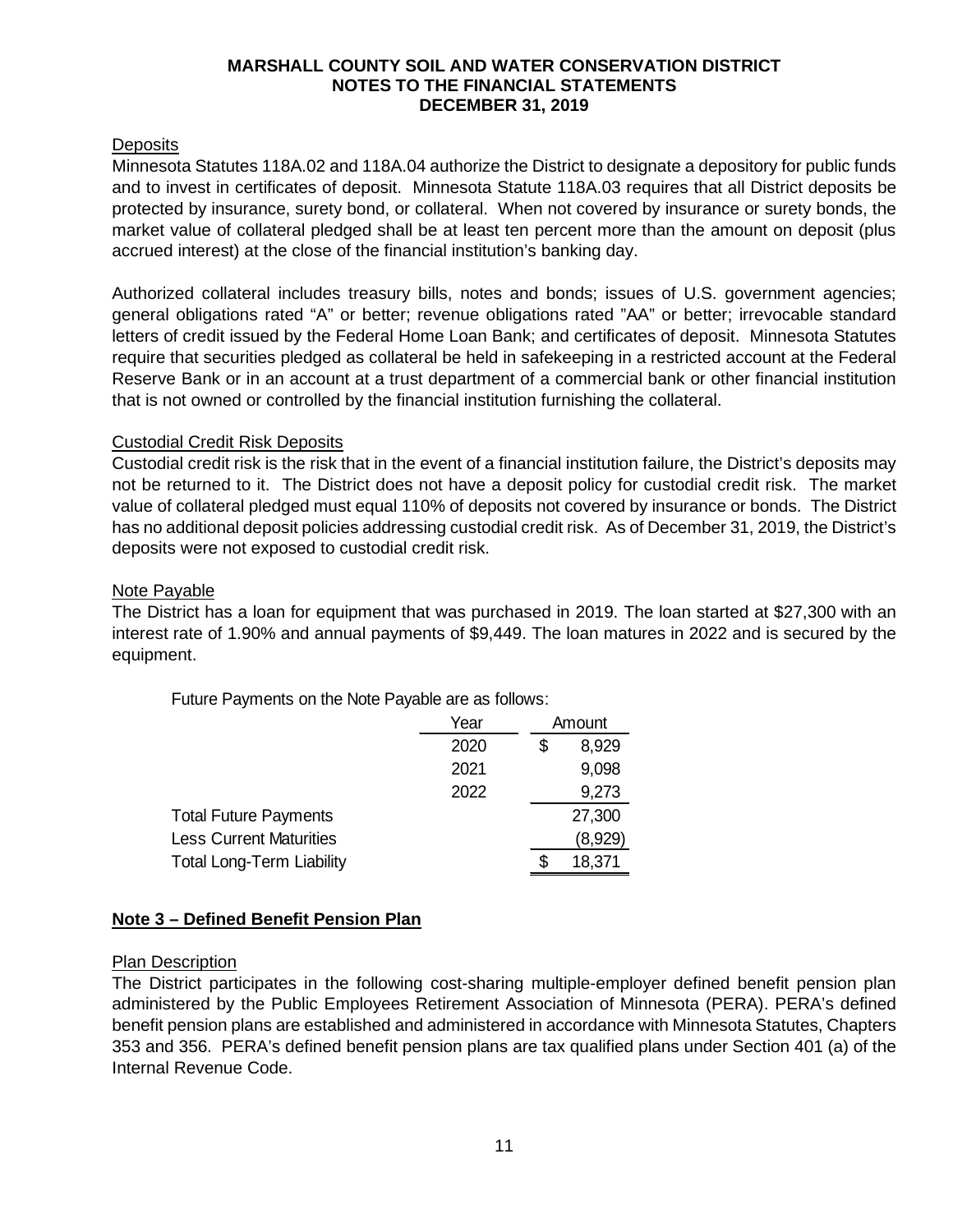### Deposits

Minnesota Statutes 118A.02 and 118A.04 authorize the District to designate a depository for public funds and to invest in certificates of deposit. Minnesota Statute 118A.03 requires that all District deposits be protected by insurance, surety bond, or collateral. When not covered by insurance or surety bonds, the market value of collateral pledged shall be at least ten percent more than the amount on deposit (plus accrued interest) at the close of the financial institution's banking day.

Authorized collateral includes treasury bills, notes and bonds; issues of U.S. government agencies; general obligations rated "A" or better; revenue obligations rated "AA" or better; irrevocable standard letters of credit issued by the Federal Home Loan Bank; and certificates of deposit. Minnesota Statutes require that securities pledged as collateral be held in safekeeping in a restricted account at the Federal Reserve Bank or in an account at a trust department of a commercial bank or other financial institution that is not owned or controlled by the financial institution furnishing the collateral.

### Custodial Credit Risk Deposits

Custodial credit risk is the risk that in the event of a financial institution failure, the District's deposits may not be returned to it. The District does not have a deposit policy for custodial credit risk. The market value of collateral pledged must equal 110% of deposits not covered by insurance or bonds. The District has no additional deposit policies addressing custodial credit risk. As of December 31, 2019, the District's deposits were not exposed to custodial credit risk.

### Note Payable

The District has a loan for equipment that was purchased in 2019. The loan started at $27,300 with an interest rate of 1.90% and annual payments of $9,449. The loan matures in 2022 and is secured by the equipment.

Future Payments on the Note Payable are as follows:

| | Year | Amount |
|---|---|---|
| | 2020 | $ 8,929 |
| | 2021 | 9,098 |
| | 2022 | 9,273 |
| Total Future Payments | | 27,300 |
| Less Current Maturities | | (8,929) |
| Total Long-Term Liability | | $ 18,371 |

## Note 3 – Defined Benefit Pension Plan

### Plan Description

The District participates in the following cost-sharing multiple-employer defined benefit pension plan administered by the Public Employees Retirement Association of Minnesota (PERA). PERA's defined benefit pension plans are established and administered in accordance with Minnesota Statutes, Chapters 353 and 356. PERA's defined benefit pension plans are tax qualified plans under Section 401 (a) of the Internal Revenue Code.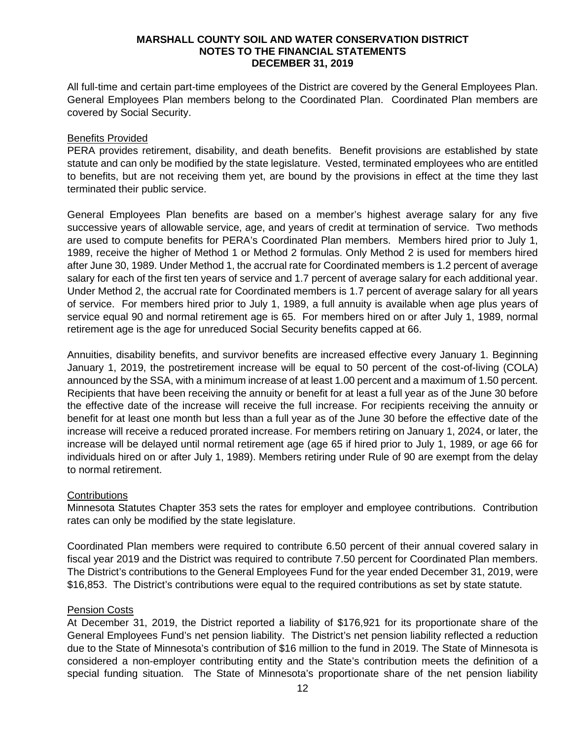All full-time and certain part-time employees of the District are covered by the General Employees Plan. General Employees Plan members belong to the Coordinated Plan. Coordinated Plan members are covered by Social Security.

Benefits Provided

PERA provides retirement, disability, and death benefits. Benefit provisions are established by state statute and can only be modified by the state legislature. Vested, terminated employees who are entitled to benefits, but are not receiving them yet, are bound by the provisions in effect at the time they last terminated their public service.

General Employees Plan benefits are based on a member's highest average salary for any five successive years of allowable service, age, and years of credit at termination of service. Two methods are used to compute benefits for PERA's Coordinated Plan members. Members hired prior to July 1, 1989, receive the higher of Method 1 or Method 2 formulas. Only Method 2 is used for members hired after June 30, 1989. Under Method 1, the accrual rate for Coordinated members is 1.2 percent of average salary for each of the first ten years of service and 1.7 percent of average salary for each additional year. Under Method 2, the accrual rate for Coordinated members is 1.7 percent of average salary for all years of service. For members hired prior to July 1, 1989, a full annuity is available when age plus years of service equal 90 and normal retirement age is 65. For members hired on or after July 1, 1989, normal retirement age is the age for unreduced Social Security benefits capped at 66.

Annuities, disability benefits, and survivor benefits are increased effective every January 1. Beginning January 1, 2019, the postretirement increase will be equal to 50 percent of the cost-of-living (COLA) announced by the SSA, with a minimum increase of at least 1.00 percent and a maximum of 1.50 percent. Recipients that have been receiving the annuity or benefit for at least a full year as of the June 30 before the effective date of the increase will receive the full increase. For recipients receiving the annuity or benefit for at least one month but less than a full year as of the June 30 before the effective date of the increase will receive a reduced prorated increase. For members retiring on January 1, 2024, or later, the increase will be delayed until normal retirement age (age 65 if hired prior to July 1, 1989, or age 66 for individuals hired on or after July 1, 1989). Members retiring under Rule of 90 are exempt from the delay to normal retirement.

Contributions

Minnesota Statutes Chapter 353 sets the rates for employer and employee contributions. Contribution rates can only be modified by the state legislature.

Coordinated Plan members were required to contribute 6.50 percent of their annual covered salary in fiscal year 2019 and the District was required to contribute 7.50 percent for Coordinated Plan members. The District's contributions to the General Employees Fund for the year ended December 31, 2019, were $16,853. The District's contributions were equal to the required contributions as set by state statute.

Pension Costs

At December 31, 2019, the District reported a liability of $176,921 for its proportionate share of the General Employees Fund's net pension liability. The District's net pension liability reflected a reduction due to the State of Minnesota's contribution of $16 million to the fund in 2019. The State of Minnesota is considered a non-employer contributing entity and the State's contribution meets the definition of a special funding situation. The State of Minnesota's proportionate share of the net pension liability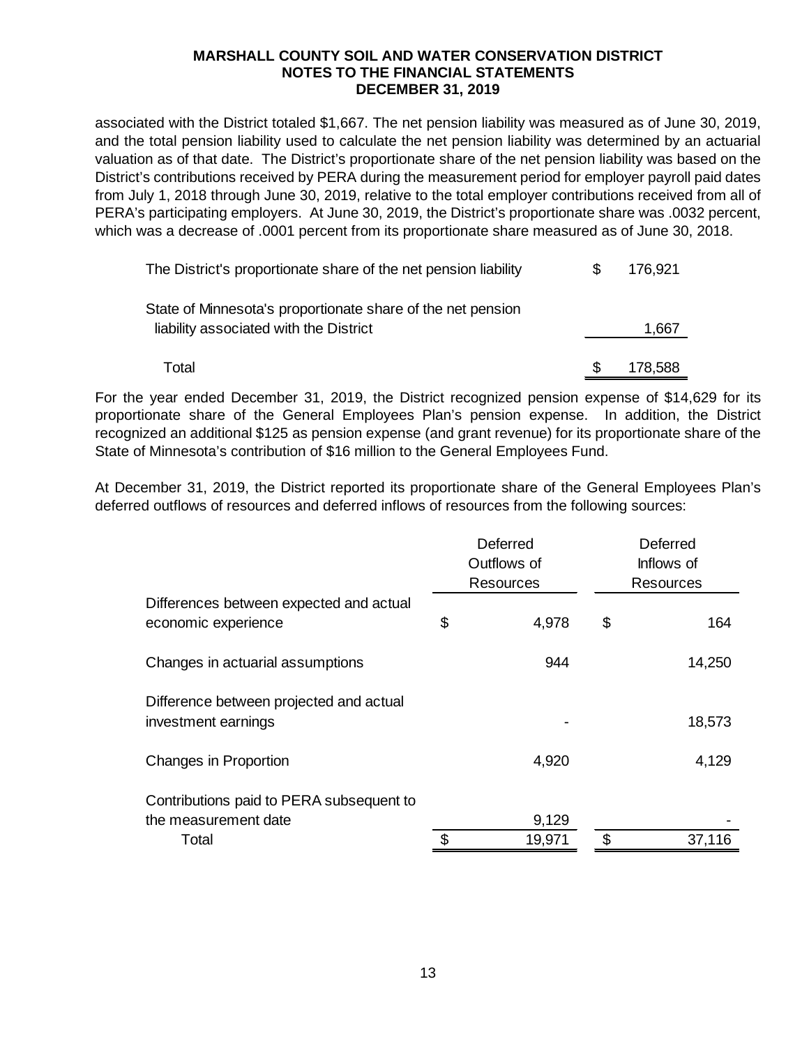associated with the District totaled $1,667. The net pension liability was measured as of June 30, 2019, and the total pension liability used to calculate the net pension liability was determined by an actuarial valuation as of that date. The District's proportionate share of the net pension liability was based on the District's contributions received by PERA during the measurement period for employer payroll paid dates from July 1, 2018 through June 30, 2019, relative to the total employer contributions received from all of PERA's participating employers. At June 30, 2019, the District's proportionate share was .0032 percent, which was a decrease of .0001 percent from its proportionate share measured as of June 30, 2018.

| | |
|---|---|
| The District's proportionate share of the net pension liability | $ 176,921 |
| State of Minnesota's proportionate share of the net pension liability associated with the District | 1,667 |
| Total | $ 178,588 |

For the year ended December 31, 2019, the District recognized pension expense of $14,629 for its proportionate share of the General Employees Plan's pension expense. In addition, the District recognized an additional $125 as pension expense (and grant revenue) for its proportionate share of the State of Minnesota's contribution of $16 million to the General Employees Fund.

At December 31, 2019, the District reported its proportionate share of the General Employees Plan's deferred outflows of resources and deferred inflows of resources from the following sources:

| | Deferred Outflows of Resources | Deferred Inflows of Resources |
|---|---|---|
| Differences between expected and actual economic experience | $ 4,978 | $ 164 |
| Changes in actuarial assumptions | 944 | 14,250 |
| Difference between projected and actual investment earnings | - | 18,573 |
| Changes in Proportion | 4,920 | 4,129 |
| Contributions paid to PERA subsequent to the measurement date | 9,129 | - |
| Total | $ 19,971 | $ 37,116 |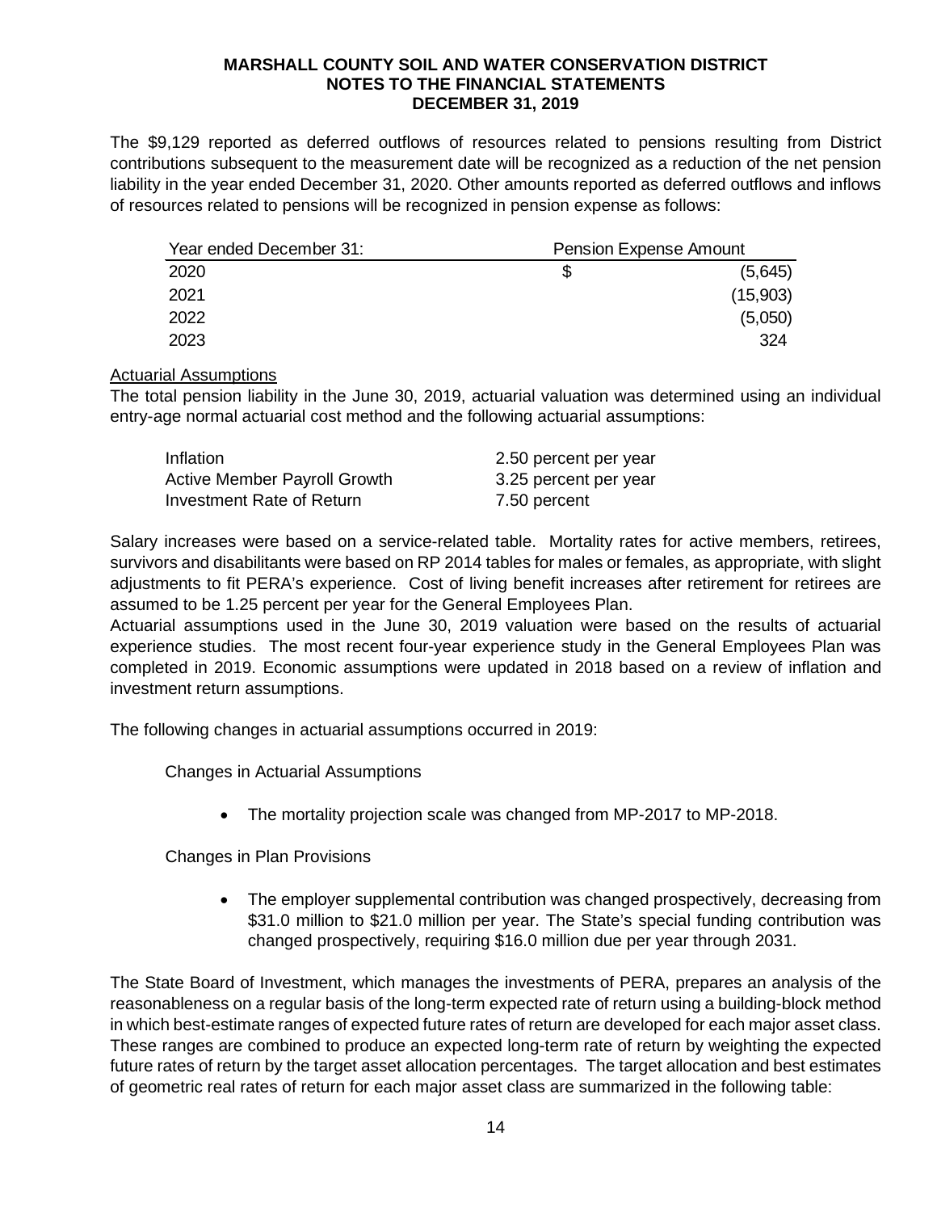The $9,129 reported as deferred outflows of resources related to pensions resulting from District contributions subsequent to the measurement date will be recognized as a reduction of the net pension liability in the year ended December 31, 2020. Other amounts reported as deferred outflows and inflows of resources related to pensions will be recognized in pension expense as follows:

| Year ended December 31: | Pension Expense Amount | |
|---|---|---|
| 2020 | $ | (5,645) |
| 2021 | | (15,903) |
| 2022 | | (5,050) |
| 2023 | | 324 |

Actuarial Assumptions

The total pension liability in the June 30, 2019, actuarial valuation was determined using an individual entry-age normal actuarial cost method and the following actuarial assumptions:

| | |
|---|---|
| Inflation | 2.50 percent per year |
| Active Member Payroll Growth | 3.25 percent per year |
| Investment Rate of Return | 7.50 percent |

Salary increases were based on a service-related table. Mortality rates for active members, retirees, survivors and disabilitants were based on RP 2014 tables for males or females, as appropriate, with slight adjustments to fit PERA's experience. Cost of living benefit increases after retirement for retirees are assumed to be 1.25 percent per year for the General Employees Plan.

Actuarial assumptions used in the June 30, 2019 valuation were based on the results of actuarial experience studies. The most recent four-year experience study in the General Employees Plan was completed in 2019. Economic assumptions were updated in 2018 based on a review of inflation and investment return assumptions.

The following changes in actuarial assumptions occurred in 2019:

Changes in Actuarial Assumptions

- The mortality projection scale was changed from MP-2017 to MP-2018.

Changes in Plan Provisions

- The employer supplemental contribution was changed prospectively, decreasing from $31.0 million to $21.0 million per year. The State's special funding contribution was changed prospectively, requiring $16.0 million due per year through 2031.

The State Board of Investment, which manages the investments of PERA, prepares an analysis of the reasonableness on a regular basis of the long-term expected rate of return using a building-block method in which best-estimate ranges of expected future rates of return are developed for each major asset class. These ranges are combined to produce an expected long-term rate of return by weighting the expected future rates of return by the target asset allocation percentages. The target allocation and best estimates of geometric real rates of return for each major asset class are summarized in the following table: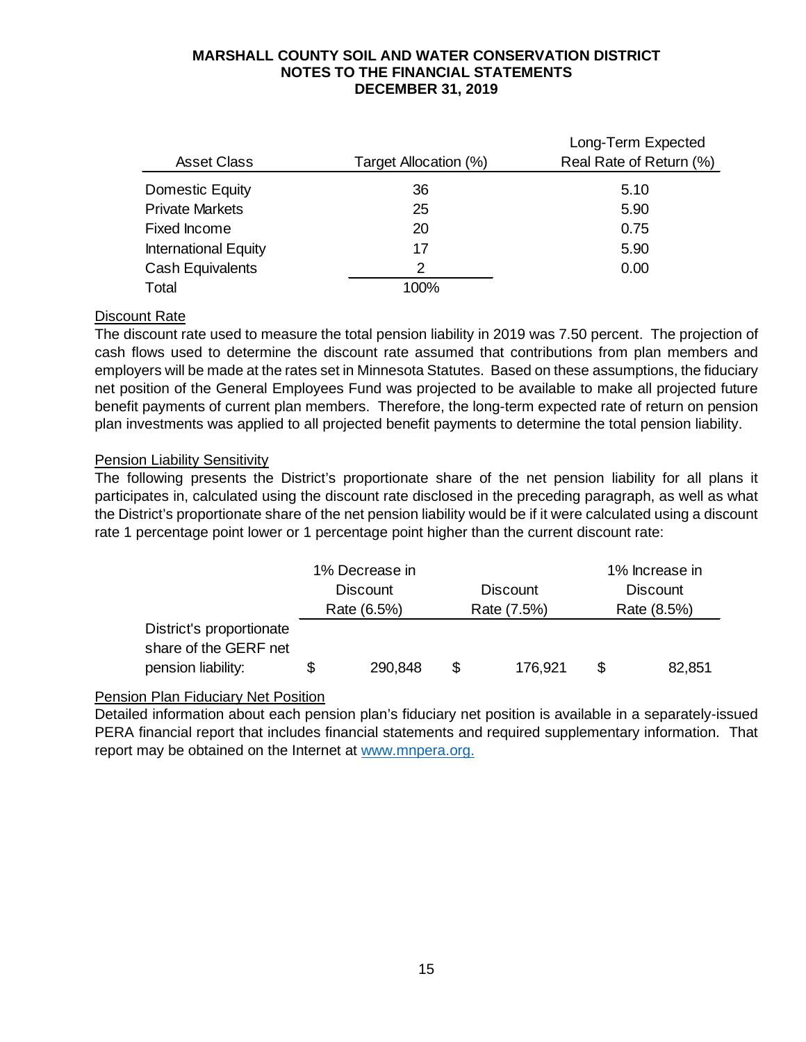| Asset Class | Target Allocation (%) | Long-Term Expected Real Rate of Return (%) |
|---|---|---|
| Domestic Equity | 36 | 5.10 |
| Private Markets | 25 | 5.90 |
| Fixed Income | 20 | 0.75 |
| International Equity | 17 | 5.90 |
| Cash Equivalents | 2 | 0.00 |
| Total | 100% | |

Discount Rate

The discount rate used to measure the total pension liability in 2019 was 7.50 percent. The projection of cash flows used to determine the discount rate assumed that contributions from plan members and employers will be made at the rates set in Minnesota Statutes. Based on these assumptions, the fiduciary net position of the General Employees Fund was projected to be available to make all projected future benefit payments of current plan members. Therefore, the long-term expected rate of return on pension plan investments was applied to all projected benefit payments to determine the total pension liability.

Pension Liability Sensitivity

The following presents the District's proportionate share of the net pension liability for all plans it participates in, calculated using the discount rate disclosed in the preceding paragraph, as well as what the District's proportionate share of the net pension liability would be if it were calculated using a discount rate 1 percentage point lower or 1 percentage point higher than the current discount rate:

| | 1% Decrease in Discount Rate (6.5%) | Discount Rate (7.5%) | 1% Increase in Discount Rate (8.5%) |
|---|---|---|---|
| District's proportionate share of the GERF net pension liability: | $ 290,848 | $ 176,921 | $ 82,851 |

Pension Plan Fiduciary Net Position

Detailed information about each pension plan's fiduciary net position is available in a separately-issued PERA financial report that includes financial statements and required supplementary information. That report may be obtained on the Internet at www.mnpera.org.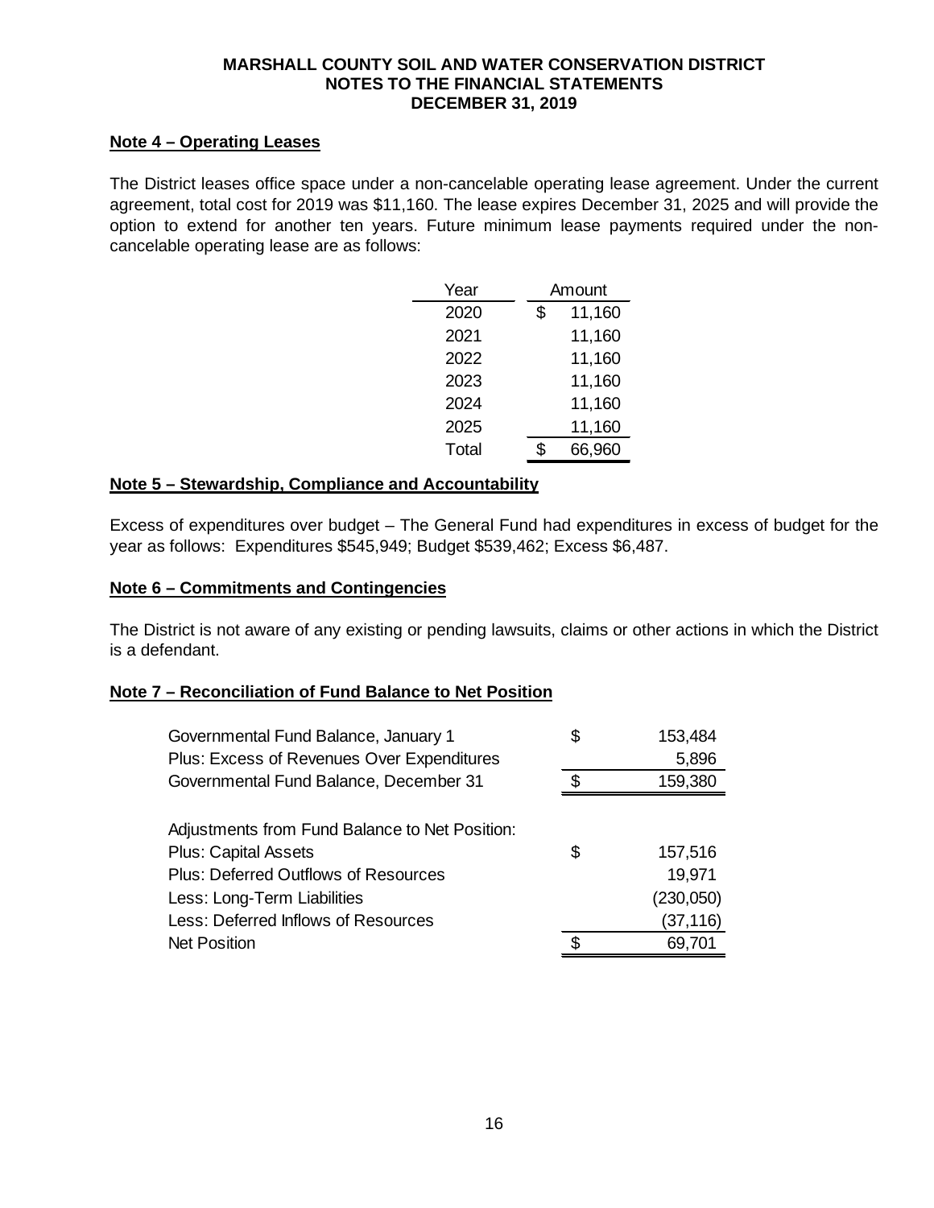**MARSHALL COUNTY SOIL AND WATER CONSERVATION DISTRICT**
**NOTES TO THE FINANCIAL STATEMENTS**
**DECEMBER 31, 2019**

**Note 4 – Operating Leases**

The District leases office space under a non-cancelable operating lease agreement. Under the current agreement, total cost for 2019 was $11,160. The lease expires December 31, 2025 and will provide the option to extend for another ten years. Future minimum lease payments required under the non-cancelable operating lease are as follows:

| Year | Amount |
|---|---|
| 2020 | $ 11,160 |
| 2021 | 11,160 |
| 2022 | 11,160 |
| 2023 | 11,160 |
| 2024 | 11,160 |
| 2025 | 11,160 |
| Total | $ 66,960 |

**Note 5 – Stewardship, Compliance and Accountability**

Excess of expenditures over budget – The General Fund had expenditures in excess of budget for the year as follows: Expenditures $545,949; Budget $539,462; Excess $6,487.

**Note 6 – Commitments and Contingencies**

The District is not aware of any existing or pending lawsuits, claims or other actions in which the District is a defendant.

**Note 7 – Reconciliation of Fund Balance to Net Position**

| | |
|---|---|
| Governmental Fund Balance, January 1 | $ 153,484 |
| Plus: Excess of Revenues Over Expenditures | 5,896 |
| Governmental Fund Balance, December 31 | $ 159,380 |
| | |
| Adjustments from Fund Balance to Net Position: | |
| Plus: Capital Assets | $ 157,516 |
| Plus: Deferred Outflows of Resources | 19,971 |
| Less: Long-Term Liabilities | (230,050) |
| Less: Deferred Inflows of Resources | (37,116) |
| Net Position | $ 69,701 |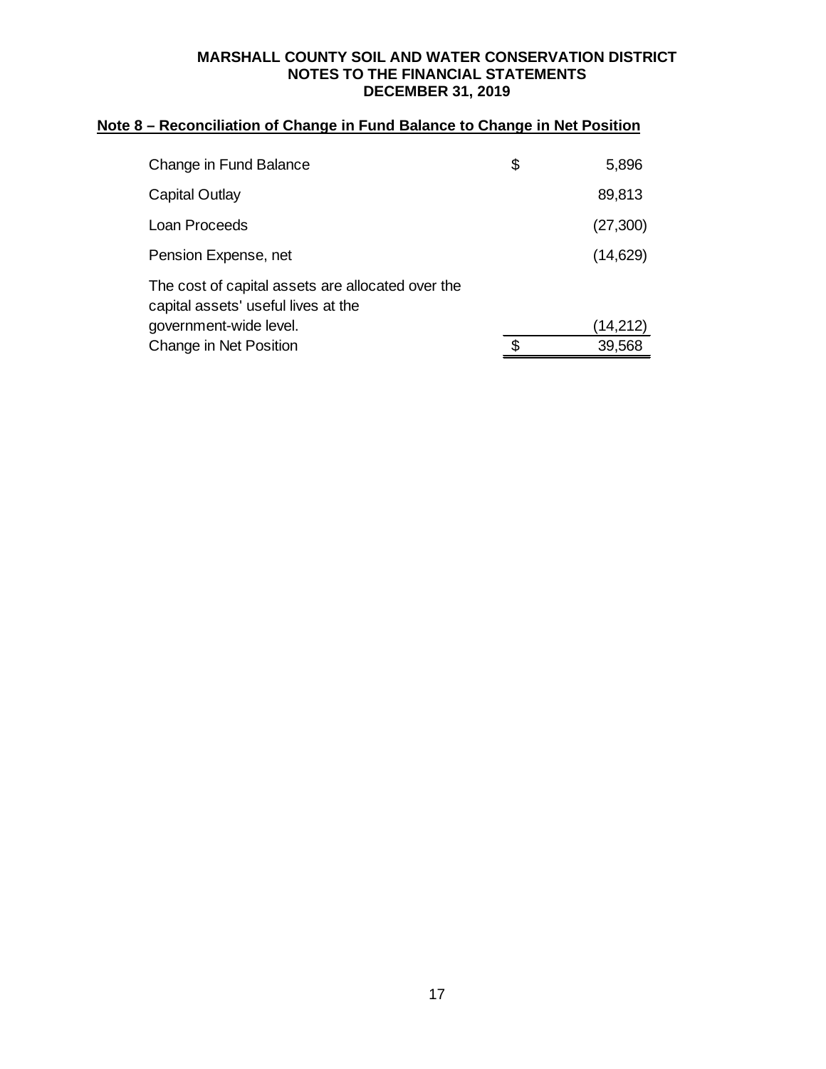**Note 8 – Reconciliation of Change in Fund Balance to Change in Net Position**

| | |
|---|---|
| Change in Fund Balance | $ 5,896 |
| Capital Outlay | 89,813 |
| Loan Proceeds | (27,300) |
| Pension Expense, net | (14,629) |
| The cost of capital assets are allocated over the capital assets' useful lives at the government-wide level. | (14,212) |
| Change in Net Position | $ 39,568 |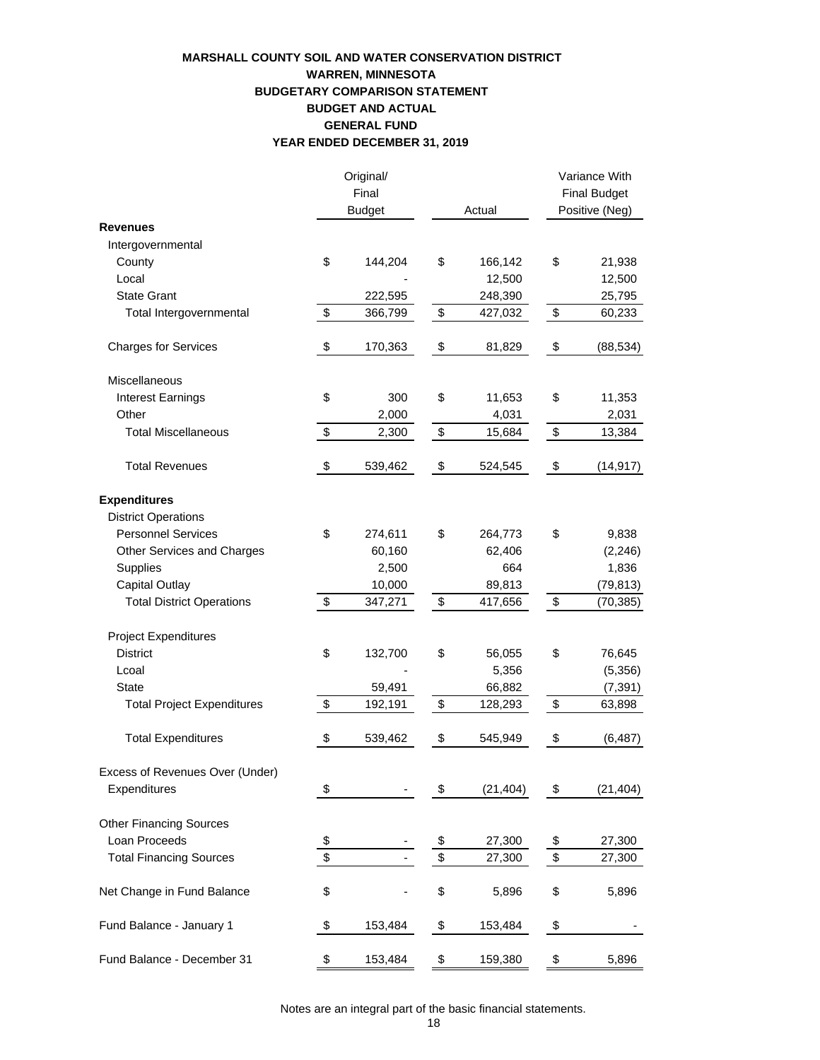# MARSHALL COUNTY SOIL AND WATER CONSERVATION DISTRICT
## WARREN, MINNESOTA
## BUDGETARY COMPARISON STATEMENT
## BUDGET AND ACTUAL
## GENERAL FUND
## YEAR ENDED DECEMBER 31, 2019

| | Original/ Final Budget | Actual | Variance With Final Budget Positive (Neg) |
|---|---|---|---|
| **Revenues** | | | |
| Intergovernmental | | | |
| County | $ 144,204 | $ 166,142 | $ 21,938 |
| Local | - | 12,500 | 12,500 |
| State Grant | 222,595 | 248,390 | 25,795 |
| Total Intergovernmental | $ 366,799 | $ 427,032 | $ 60,233 |
| Charges for Services | $ 170,363 | $ 81,829 | $ (88,534) |
| Miscellaneous | | | |
| Interest Earnings | $ 300 | $ 11,653 | $ 11,353 |
| Other | 2,000 | 4,031 | 2,031 |
| Total Miscellaneous | $ 2,300 | $ 15,684 | $ 13,384 |
| Total Revenues | $ 539,462 | $ 524,545 | $ (14,917) |
| **Expenditures** | | | |
| District Operations | | | |
| Personnel Services | $ 274,611 | $ 264,773 | $ 9,838 |
| Other Services and Charges | 60,160 | 62,406 | (2,246) |
| Supplies | 2,500 | 664 | 1,836 |
| Capital Outlay | 10,000 | 89,813 | (79,813) |
| Total District Operations | $ 347,271 | $ 417,656 | $ (70,385) |
| Project Expenditures | | | |
| District | $ 132,700 | $ 56,055 | $ 76,645 |
| Lcoal | - | 5,356 | (5,356) |
| State | 59,491 | 66,882 | (7,391) |
| Total Project Expenditures | $ 192,191 | $ 128,293 | $ 63,898 |
| Total Expenditures | $ 539,462 | $ 545,949 | $ (6,487) |
| Excess of Revenues Over (Under) Expenditures | $ - | $ (21,404) | $ (21,404) |
| Other Financing Sources | | | |
| Loan Proceeds | $ - | $ 27,300 | $ 27,300 |
| Total Financing Sources | $ - | $ 27,300 | $ 27,300 |
| Net Change in Fund Balance | $ - | $ 5,896 | $ 5,896 |
| Fund Balance - January 1 | $ 153,484 | $ 153,484 | $ - |
| Fund Balance - December 31 | $ 153,484 | $ 159,380 | $ 5,896 |

Notes are an integral part of the basic financial statements.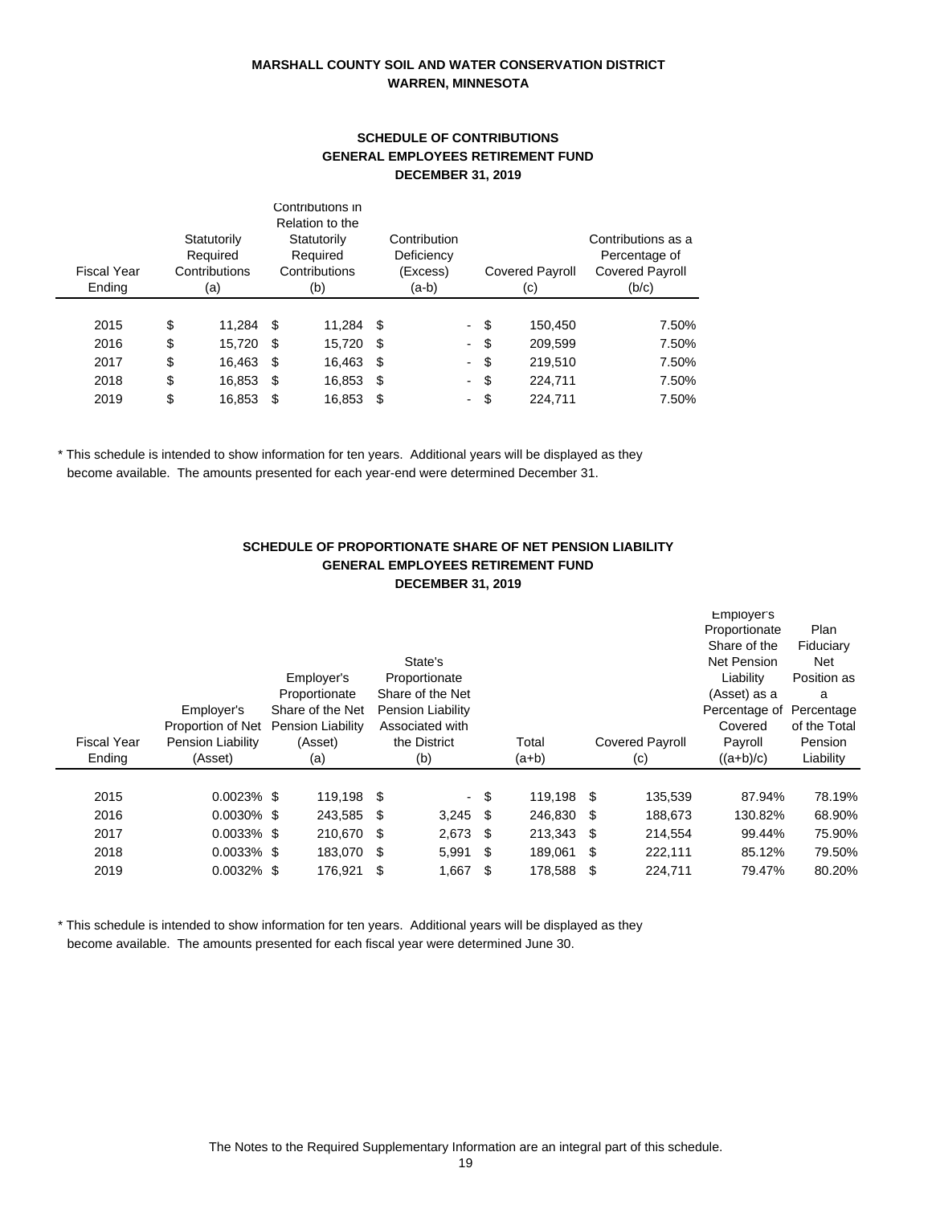**MARSHALL COUNTY SOIL AND WATER CONSERVATION DISTRICT**
**WARREN, MINNESOTA**

## SCHEDULE OF CONTRIBUTIONS
## GENERAL EMPLOYEES RETIREMENT FUND
## DECEMBER 31, 2019

| Fiscal Year Ending | Statutorily Required Contributions (a) | Contributions in Relation to the Statutorily Required Contributions (b) | Contribution Deficiency (Excess) (a-b) | Covered Payroll (c) | Contributions as a Percentage of Covered Payroll (b/c) |
|---|---|---|---|---|---|
| 2015 | $ 11,284 | $ 11,284 | $ - | $ 150,450 | 7.50% |
| 2016 | $ 15,720 | $ 15,720 | $ - | $ 209,599 | 7.50% |
| 2017 | $ 16,463 | $ 16,463 | $ - | $ 219,510 | 7.50% |
| 2018 | $ 16,853 | $ 16,853 | $ - | $ 224,711 | 7.50% |
| 2019 | $ 16,853 | $ 16,853 | $ - | $ 224,711 | 7.50% |

\* This schedule is intended to show information for ten years. Additional years will be displayed as they become available. The amounts presented for each year-end were determined December 31.

## SCHEDULE OF PROPORTIONATE SHARE OF NET PENSION LIABILITY
## GENERAL EMPLOYEES RETIREMENT FUND
## DECEMBER 31, 2019

| Fiscal Year Ending | Employer's Proportion of Net Pension Liability (Asset) | Employer's Proportionate Share of the Net Pension Liability (Asset) (a) | State's Proportionate Share of the Net Pension Liability Associated with the District (b) | Total (a+b) | Covered Payroll (c) | Employer's Proportionate Share of the Net Pension Liability (Asset) as a Percentage of Covered Payroll ((a+b)/c) | Plan Fiduciary Net Position as a Percentage of the Total Pension Liability |
|---|---|---|---|---|---|---|---|
| 2015 | 0.0023% | $ 119,198 | $ - | $ 119,198 | $ 135,539 | 87.94% | 78.19% |
| 2016 | 0.0030% | $ 243,585 | $ 3,245 | $ 246,830 | $ 188,673 | 130.82% | 68.90% |
| 2017 | 0.0033% | $ 210,670 | $ 2,673 | $ 213,343 | $ 214,554 | 99.44% | 75.90% |
| 2018 | 0.0033% | $ 183,070 | $ 5,991 | $ 189,061 | $ 222,111 | 85.12% | 79.50% |
| 2019 | 0.0032% | $ 176,921 | $ 1,667 | $ 178,588 | $ 224,711 | 79.47% | 80.20% |

\* This schedule is intended to show information for ten years. Additional years will be displayed as they become available. The amounts presented for each fiscal year were determined June 30.

The Notes to the Required Supplementary Information are an integral part of this schedule.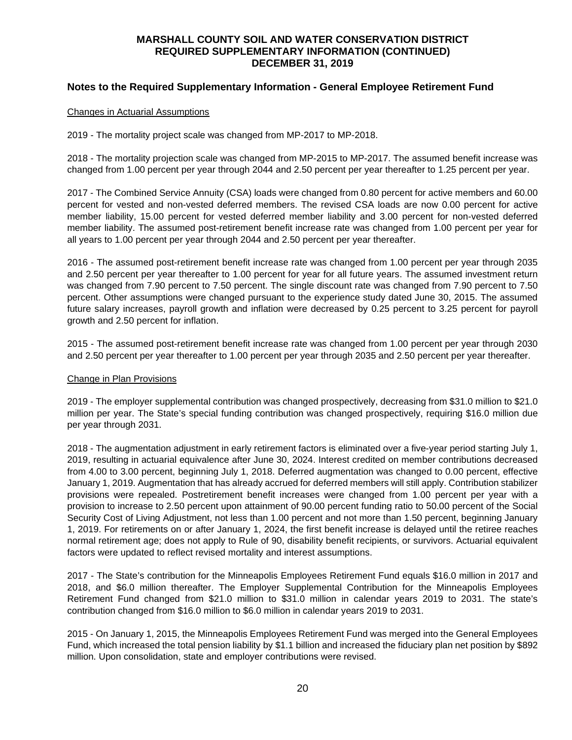# MARSHALL COUNTY SOIL AND WATER CONSERVATION DISTRICT
## REQUIRED SUPPLEMENTARY INFORMATION (CONTINUED)
## DECEMBER 31, 2019

### Notes to the Required Supplementary Information - General Employee Retirement Fund

Changes in Actuarial Assumptions

2019 - The mortality project scale was changed from MP-2017 to MP-2018.

2018 - The mortality projection scale was changed from MP-2015 to MP-2017. The assumed benefit increase was changed from 1.00 percent per year through 2044 and 2.50 percent per year thereafter to 1.25 percent per year.

2017 - The Combined Service Annuity (CSA) loads were changed from 0.80 percent for active members and 60.00 percent for vested and non-vested deferred members. The revised CSA loads are now 0.00 percent for active member liability, 15.00 percent for vested deferred member liability and 3.00 percent for non-vested deferred member liability. The assumed post-retirement benefit increase rate was changed from 1.00 percent per year for all years to 1.00 percent per year through 2044 and 2.50 percent per year thereafter.

2016 - The assumed post-retirement benefit increase rate was changed from 1.00 percent per year through 2035 and 2.50 percent per year thereafter to 1.00 percent for year for all future years. The assumed investment return was changed from 7.90 percent to 7.50 percent. The single discount rate was changed from 7.90 percent to 7.50 percent. Other assumptions were changed pursuant to the experience study dated June 30, 2015. The assumed future salary increases, payroll growth and inflation were decreased by 0.25 percent to 3.25 percent for payroll growth and 2.50 percent for inflation.

2015 - The assumed post-retirement benefit increase rate was changed from 1.00 percent per year through 2030 and 2.50 percent per year thereafter to 1.00 percent per year through 2035 and 2.50 percent per year thereafter.

Change in Plan Provisions

2019 - The employer supplemental contribution was changed prospectively, decreasing from $31.0 million to $21.0 million per year. The State's special funding contribution was changed prospectively, requiring $16.0 million due per year through 2031.

2018 - The augmentation adjustment in early retirement factors is eliminated over a five-year period starting July 1, 2019, resulting in actuarial equivalence after June 30, 2024. Interest credited on member contributions decreased from 4.00 to 3.00 percent, beginning July 1, 2018. Deferred augmentation was changed to 0.00 percent, effective January 1, 2019. Augmentation that has already accrued for deferred members will still apply. Contribution stabilizer provisions were repealed. Postretirement benefit increases were changed from 1.00 percent per year with a provision to increase to 2.50 percent upon attainment of 90.00 percent funding ratio to 50.00 percent of the Social Security Cost of Living Adjustment, not less than 1.00 percent and not more than 1.50 percent, beginning January 1, 2019. For retirements on or after January 1, 2024, the first benefit increase is delayed until the retiree reaches normal retirement age; does not apply to Rule of 90, disability benefit recipients, or survivors. Actuarial equivalent factors were updated to reflect revised mortality and interest assumptions.

2017 - The State's contribution for the Minneapolis Employees Retirement Fund equals $16.0 million in 2017 and 2018, and $6.0 million thereafter. The Employer Supplemental Contribution for the Minneapolis Employees Retirement Fund changed from $21.0 million to $31.0 million in calendar years 2019 to 2031. The state's contribution changed from $16.0 million to $6.0 million in calendar years 2019 to 2031.

2015 - On January 1, 2015, the Minneapolis Employees Retirement Fund was merged into the General Employees Fund, which increased the total pension liability by $1.1 billion and increased the fiduciary plan net position by $892 million. Upon consolidation, state and employer contributions were revised.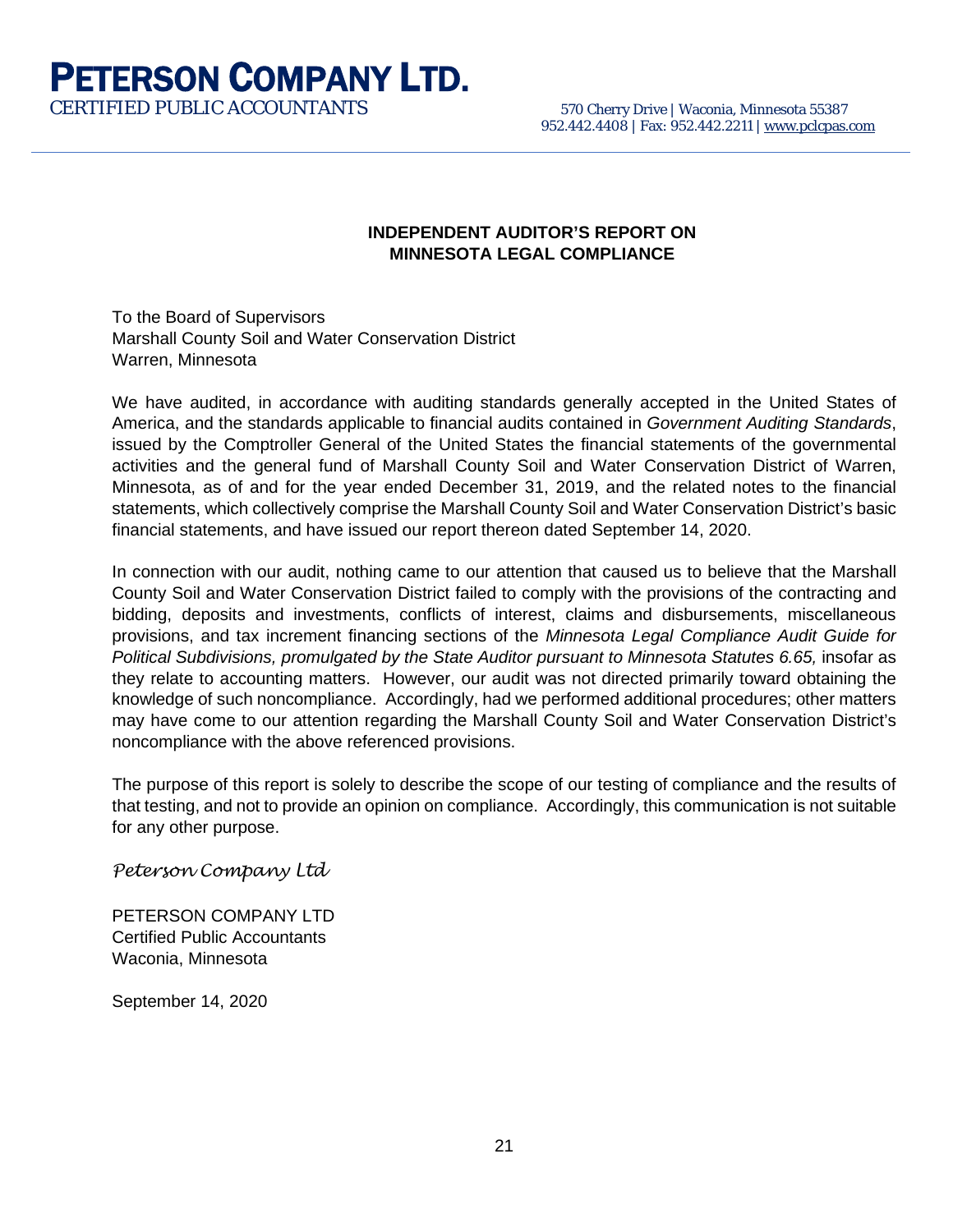# PETERSON COMPANY LTD.

CERTIFIED PUBLIC ACCOUNTANTS

570 Cherry Drive | Waconia, Minnesota 55387
952.442.4408 | Fax: 952.442.2211 | www.pclcpas.com

**INDEPENDENT AUDITOR'S REPORT ON**
**MINNESOTA LEGAL COMPLIANCE**

To the Board of Supervisors
Marshall County Soil and Water Conservation District
Warren, Minnesota

We have audited, in accordance with auditing standards generally accepted in the United States of America, and the standards applicable to financial audits contained in *Government Auditing Standards*, issued by the Comptroller General of the United States the financial statements of the governmental activities and the general fund of Marshall County Soil and Water Conservation District of Warren, Minnesota, as of and for the year ended December 31, 2019, and the related notes to the financial statements, which collectively comprise the Marshall County Soil and Water Conservation District's basic financial statements, and have issued our report thereon dated September 14, 2020.

In connection with our audit, nothing came to our attention that caused us to believe that the Marshall County Soil and Water Conservation District failed to comply with the provisions of the contracting and bidding, deposits and investments, conflicts of interest, claims and disbursements, miscellaneous provisions, and tax increment financing sections of the *Minnesota Legal Compliance Audit Guide for Political Subdivisions, promulgated by the State Auditor pursuant to Minnesota Statutes 6.65,* insofar as they relate to accounting matters. However, our audit was not directed primarily toward obtaining the knowledge of such noncompliance. Accordingly, had we performed additional procedures; other matters may have come to our attention regarding the Marshall County Soil and Water Conservation District's noncompliance with the above referenced provisions.

The purpose of this report is solely to describe the scope of our testing of compliance and the results of that testing, and not to provide an opinion on compliance. Accordingly, this communication is not suitable for any other purpose.

*Peterson Company Ltd*

PETERSON COMPANY LTD
Certified Public Accountants
Waconia, Minnesota

September 14, 2020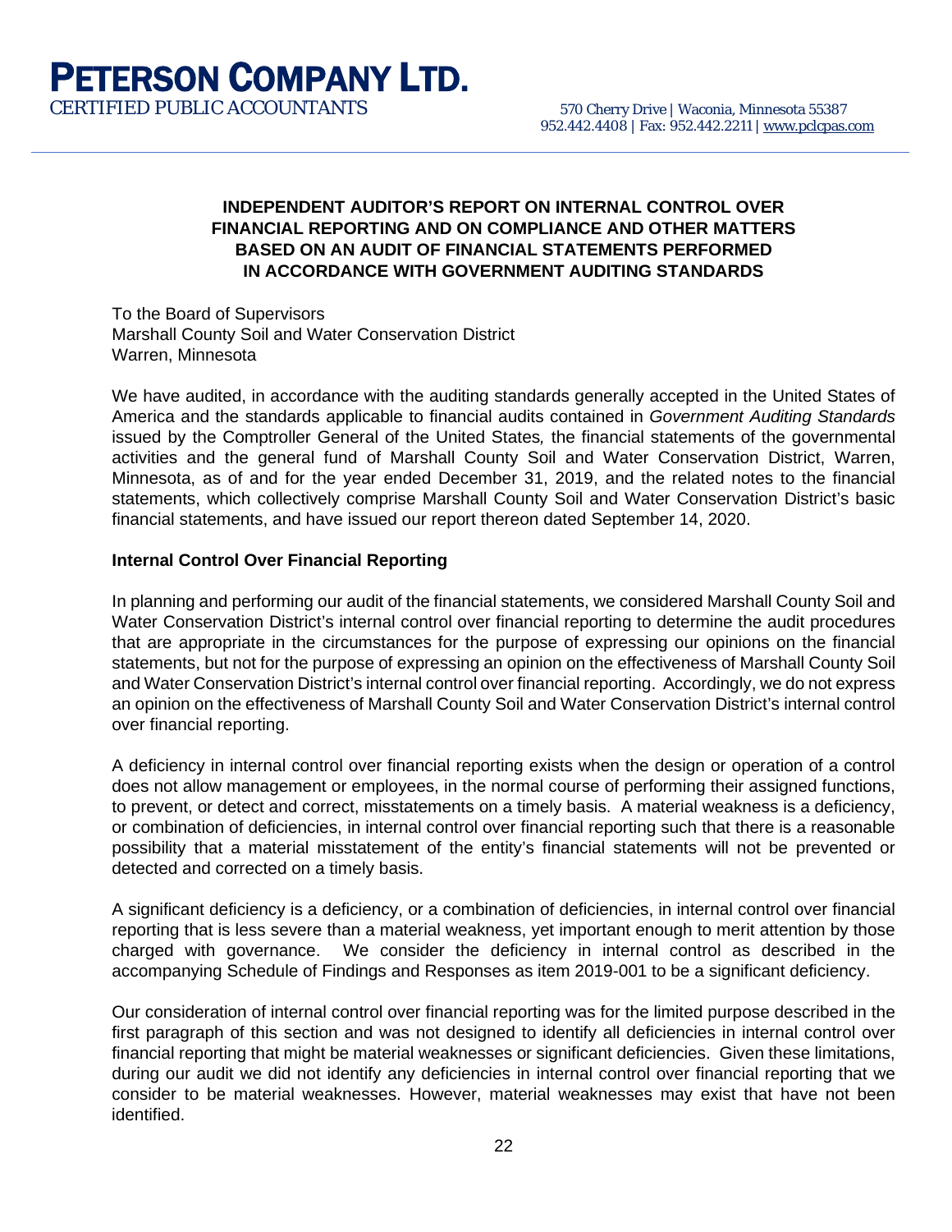# PETERSON COMPANY LTD.

CERTIFIED PUBLIC ACCOUNTANTS

570 Cherry Drive | Waconia, Minnesota 55387
952.442.4408 | Fax: 952.442.2211 | www.pclcpas.com

## INDEPENDENT AUDITOR'S REPORT ON INTERNAL CONTROL OVER FINANCIAL REPORTING AND ON COMPLIANCE AND OTHER MATTERS BASED ON AN AUDIT OF FINANCIAL STATEMENTS PERFORMED IN ACCORDANCE WITH GOVERNMENT AUDITING STANDARDS

To the Board of Supervisors
Marshall County Soil and Water Conservation District
Warren, Minnesota

We have audited, in accordance with the auditing standards generally accepted in the United States of America and the standards applicable to financial audits contained in *Government Auditing Standards* issued by the Comptroller General of the United States, the financial statements of the governmental activities and the general fund of Marshall County Soil and Water Conservation District, Warren, Minnesota, as of and for the year ended December 31, 2019, and the related notes to the financial statements, which collectively comprise Marshall County Soil and Water Conservation District's basic financial statements, and have issued our report thereon dated September 14, 2020.

**Internal Control Over Financial Reporting**

In planning and performing our audit of the financial statements, we considered Marshall County Soil and Water Conservation District's internal control over financial reporting to determine the audit procedures that are appropriate in the circumstances for the purpose of expressing our opinions on the financial statements, but not for the purpose of expressing an opinion on the effectiveness of Marshall County Soil and Water Conservation District's internal control over financial reporting. Accordingly, we do not express an opinion on the effectiveness of Marshall County Soil and Water Conservation District's internal control over financial reporting.

A deficiency in internal control over financial reporting exists when the design or operation of a control does not allow management or employees, in the normal course of performing their assigned functions, to prevent, or detect and correct, misstatements on a timely basis. A material weakness is a deficiency, or combination of deficiencies, in internal control over financial reporting such that there is a reasonable possibility that a material misstatement of the entity's financial statements will not be prevented or detected and corrected on a timely basis.

A significant deficiency is a deficiency, or a combination of deficiencies, in internal control over financial reporting that is less severe than a material weakness, yet important enough to merit attention by those charged with governance. We consider the deficiency in internal control as described in the accompanying Schedule of Findings and Responses as item 2019-001 to be a significant deficiency.

Our consideration of internal control over financial reporting was for the limited purpose described in the first paragraph of this section and was not designed to identify all deficiencies in internal control over financial reporting that might be material weaknesses or significant deficiencies. Given these limitations, during our audit we did not identify any deficiencies in internal control over financial reporting that we consider to be material weaknesses. However, material weaknesses may exist that have not been identified.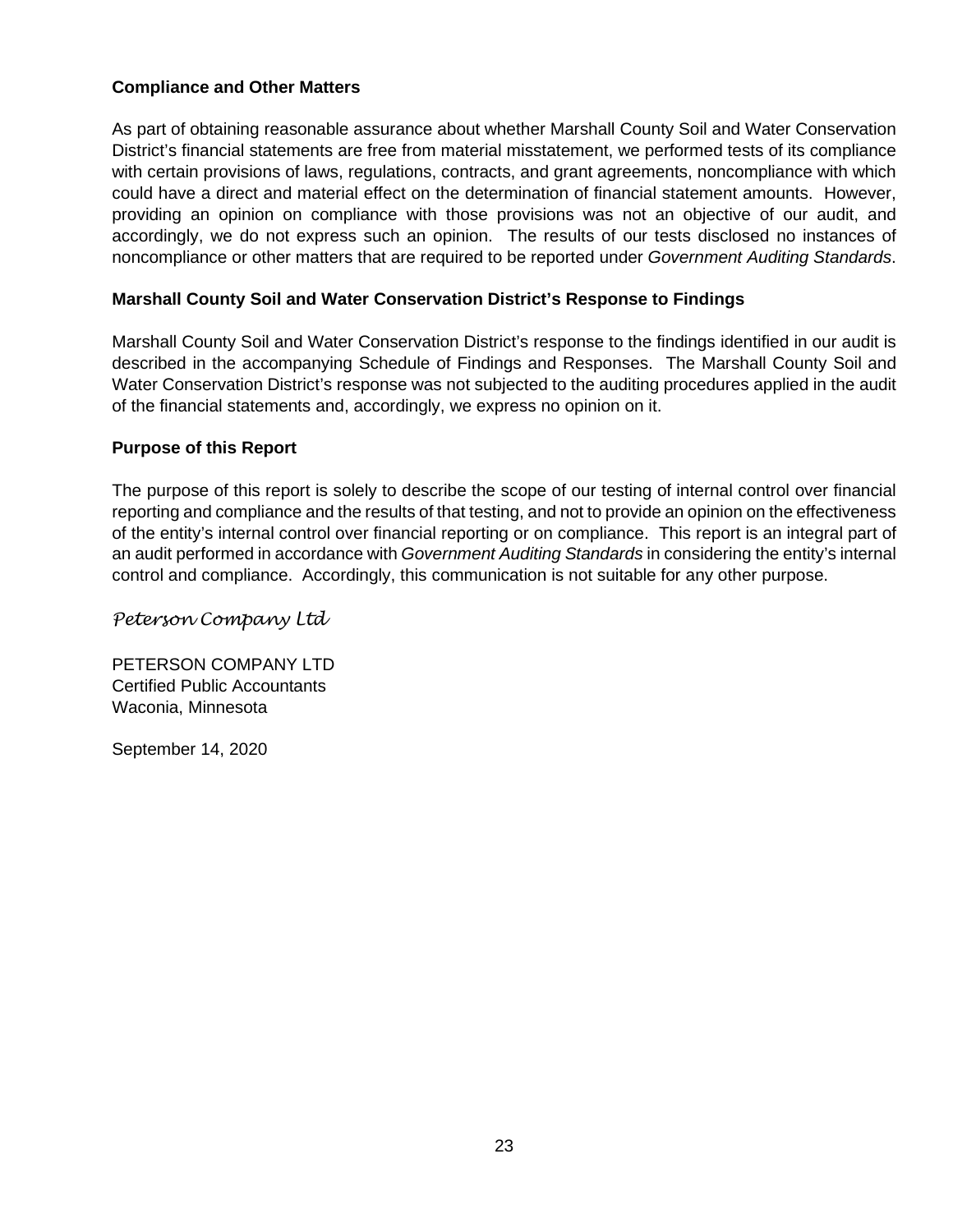**Compliance and Other Matters**

As part of obtaining reasonable assurance about whether Marshall County Soil and Water Conservation District's financial statements are free from material misstatement, we performed tests of its compliance with certain provisions of laws, regulations, contracts, and grant agreements, noncompliance with which could have a direct and material effect on the determination of financial statement amounts. However, providing an opinion on compliance with those provisions was not an objective of our audit, and accordingly, we do not express such an opinion. The results of our tests disclosed no instances of noncompliance or other matters that are required to be reported under *Government Auditing Standards*.

**Marshall County Soil and Water Conservation District's Response to Findings**

Marshall County Soil and Water Conservation District's response to the findings identified in our audit is described in the accompanying Schedule of Findings and Responses. The Marshall County Soil and Water Conservation District's response was not subjected to the auditing procedures applied in the audit of the financial statements and, accordingly, we express no opinion on it.

**Purpose of this Report**

The purpose of this report is solely to describe the scope of our testing of internal control over financial reporting and compliance and the results of that testing, and not to provide an opinion on the effectiveness of the entity's internal control over financial reporting or on compliance. This report is an integral part of an audit performed in accordance with *Government Auditing Standards* in considering the entity's internal control and compliance. Accordingly, this communication is not suitable for any other purpose.

*Peterson Company Ltd*

PETERSON COMPANY LTD
Certified Public Accountants
Waconia, Minnesota

September 14, 2020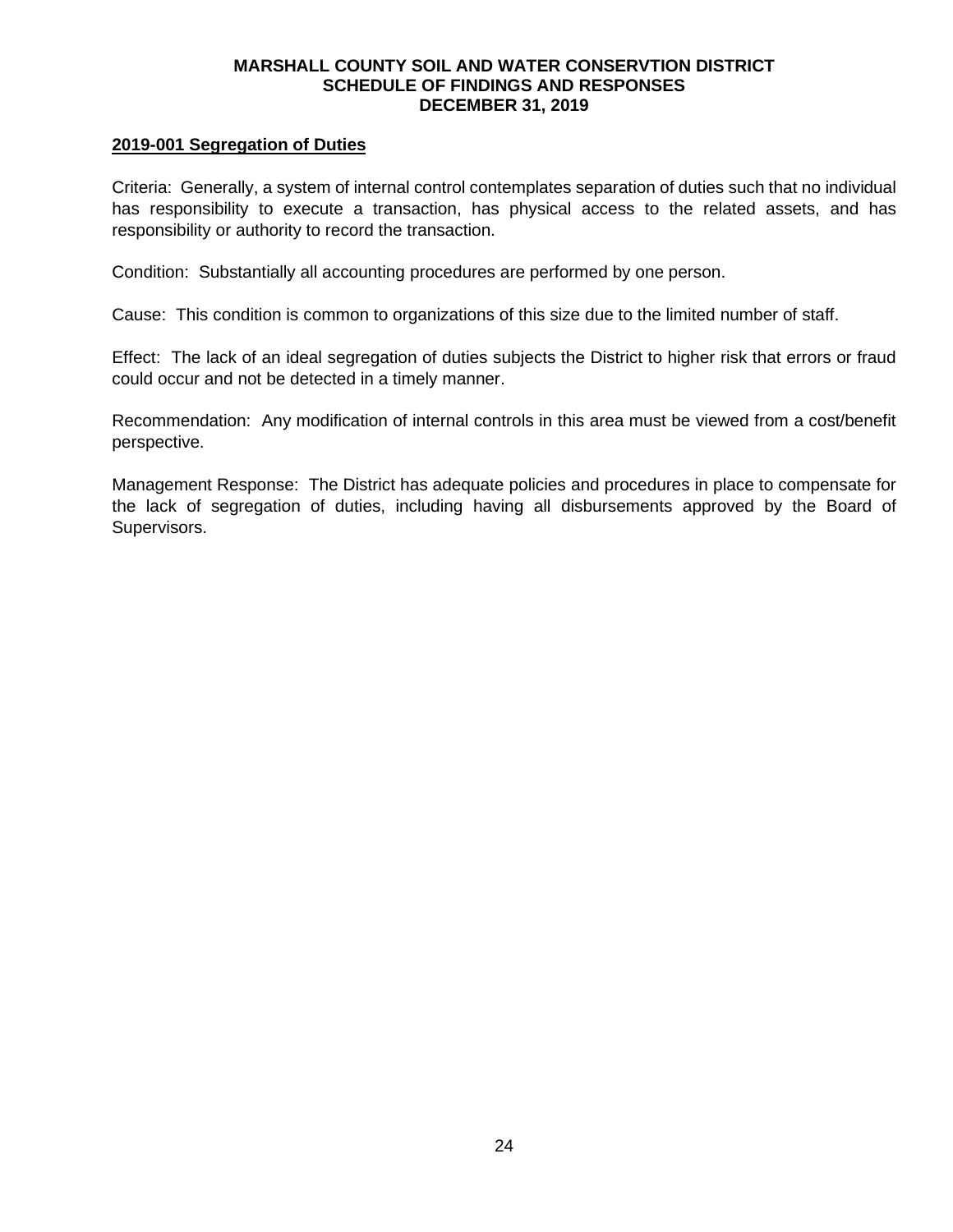# MARSHALL COUNTY SOIL AND WATER CONSERVTION DISTRICT
## SCHEDULE OF FINDINGS AND RESPONSES
## DECEMBER 31, 2019

**2019-001 Segregation of Duties**

Criteria: Generally, a system of internal control contemplates separation of duties such that no individual has responsibility to execute a transaction, has physical access to the related assets, and has responsibility or authority to record the transaction.

Condition: Substantially all accounting procedures are performed by one person.

Cause: This condition is common to organizations of this size due to the limited number of staff.

Effect: The lack of an ideal segregation of duties subjects the District to higher risk that errors or fraud could occur and not be detected in a timely manner.

Recommendation: Any modification of internal controls in this area must be viewed from a cost/benefit perspective.

Management Response: The District has adequate policies and procedures in place to compensate for the lack of segregation of duties, including having all disbursements approved by the Board of Supervisors.